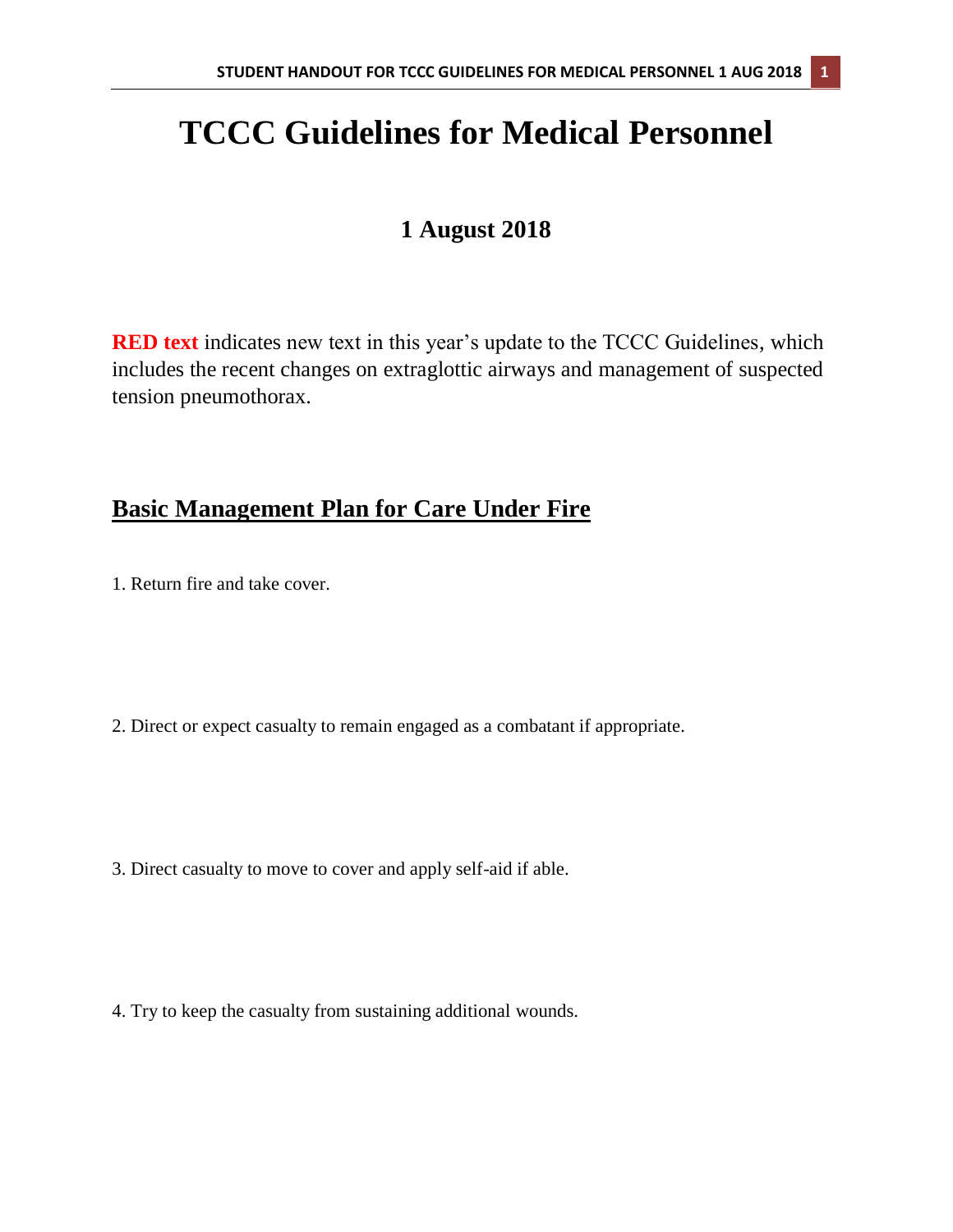# TCCC Guidelines for Medical Personnel

## 1 August 2018

**RED text** indicates new text in this year's update to the TCCC Guidelines, which includes the recent changes on extraglottic airways and management of suspected tension pneumothorax.

## Basic Management Plan for Care Under Fire

1. Return fire and take cover.

2. Direct or expect casualty to remain engaged as a combatant if appropriate.

3. Direct casualty to move to cover and apply self-aid if able.

4. Try to keep the casualty from sustaining additional wounds.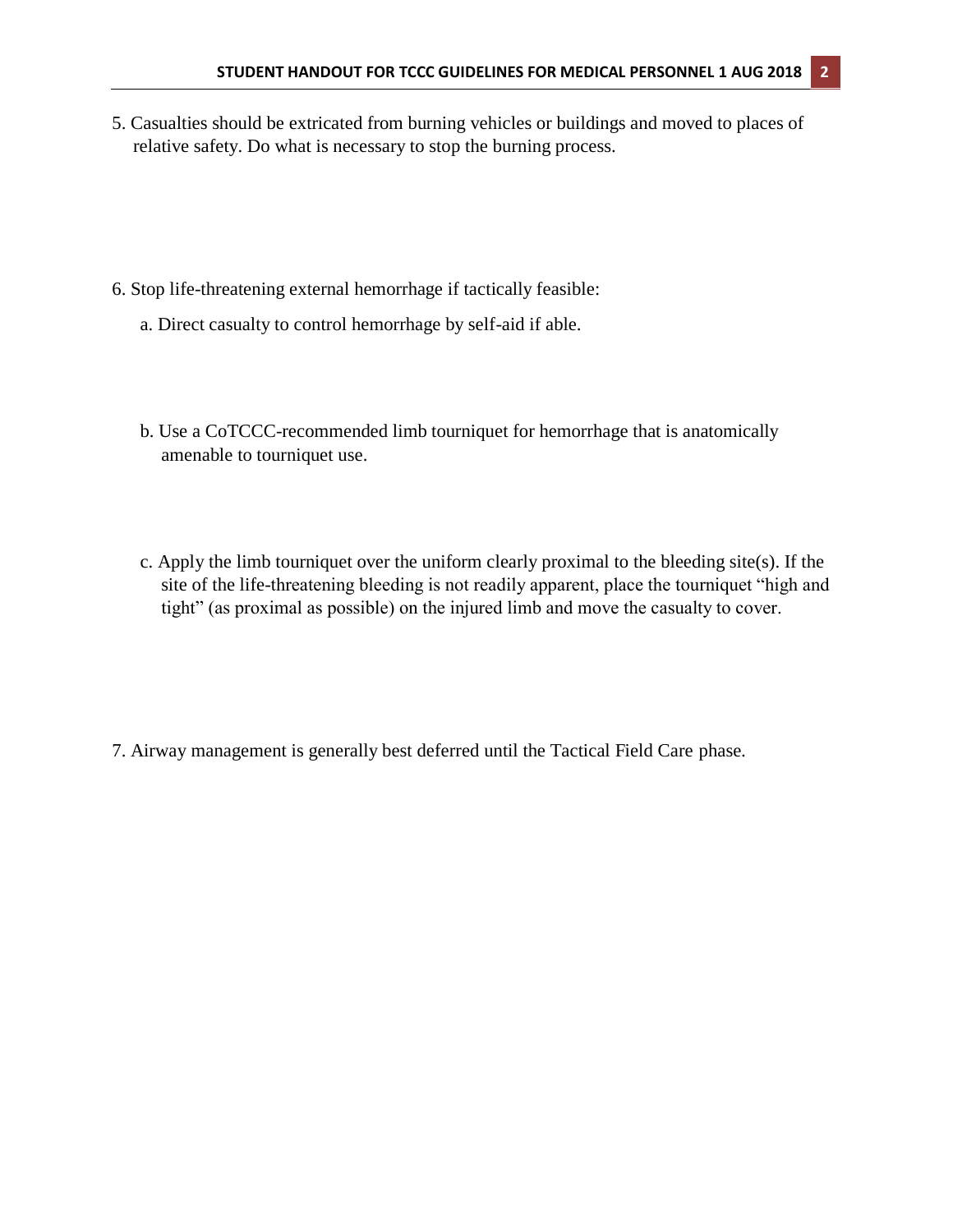5. Casualties should be extricated from burning vehicles or buildings and moved to places of relative safety. Do what is necessary to stop the burning process.

6. Stop life-threatening external hemorrhage if tactically feasible:

   a. Direct casualty to control hemorrhage by self-aid if able.

   b. Use a CoTCCC-recommended limb tourniquet for hemorrhage that is anatomically amenable to tourniquet use.

   c. Apply the limb tourniquet over the uniform clearly proximal to the bleeding site(s). If the site of the life-threatening bleeding is not readily apparent, place the tourniquet "high and tight" (as proximal as possible) on the injured limb and move the casualty to cover.

7. Airway management is generally best deferred until the Tactical Field Care phase.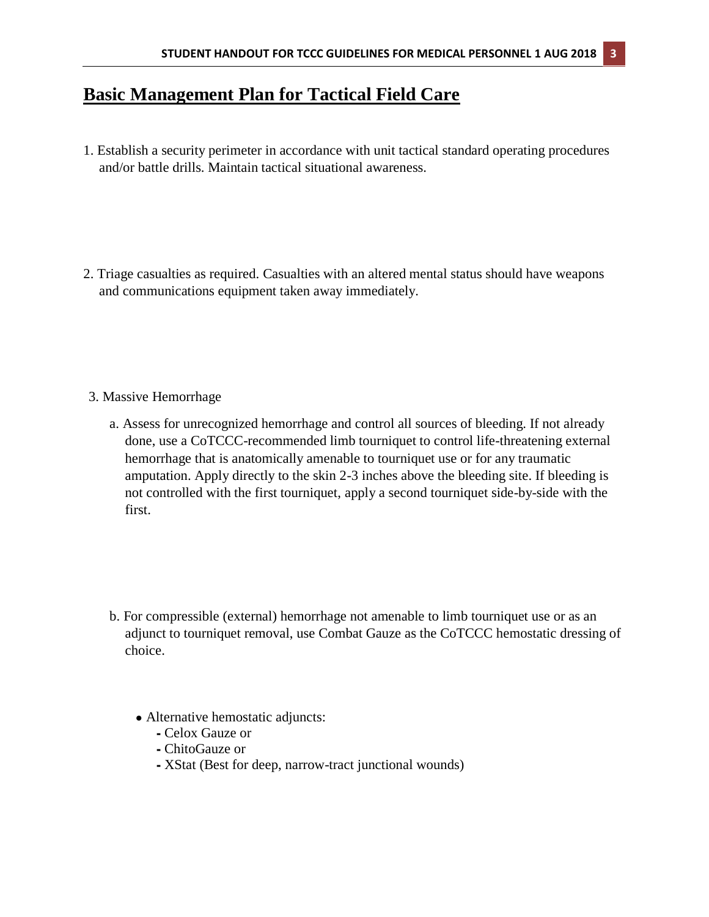# Basic Management Plan for Tactical Field Care

1. Establish a security perimeter in accordance with unit tactical standard operating procedures and/or battle drills. Maintain tactical situational awareness.

2. Triage casualties as required. Casualties with an altered mental status should have weapons and communications equipment taken away immediately.

3. Massive Hemorrhage

   a. Assess for unrecognized hemorrhage and control all sources of bleeding. If not already done, use a CoTCCC-recommended limb tourniquet to control life-threatening external hemorrhage that is anatomically amenable to tourniquet use or for any traumatic amputation. Apply directly to the skin 2-3 inches above the bleeding site. If bleeding is not controlled with the first tourniquet, apply a second tourniquet side-by-side with the first.

   b. For compressible (external) hemorrhage not amenable to limb tourniquet use or as an adjunct to tourniquet removal, use Combat Gauze as the CoTCCC hemostatic dressing of choice.

      - Alternative hemostatic adjuncts:
        - Celox Gauze or
        - ChitoGauze or
        - XStat (Best for deep, narrow-tract junctional wounds)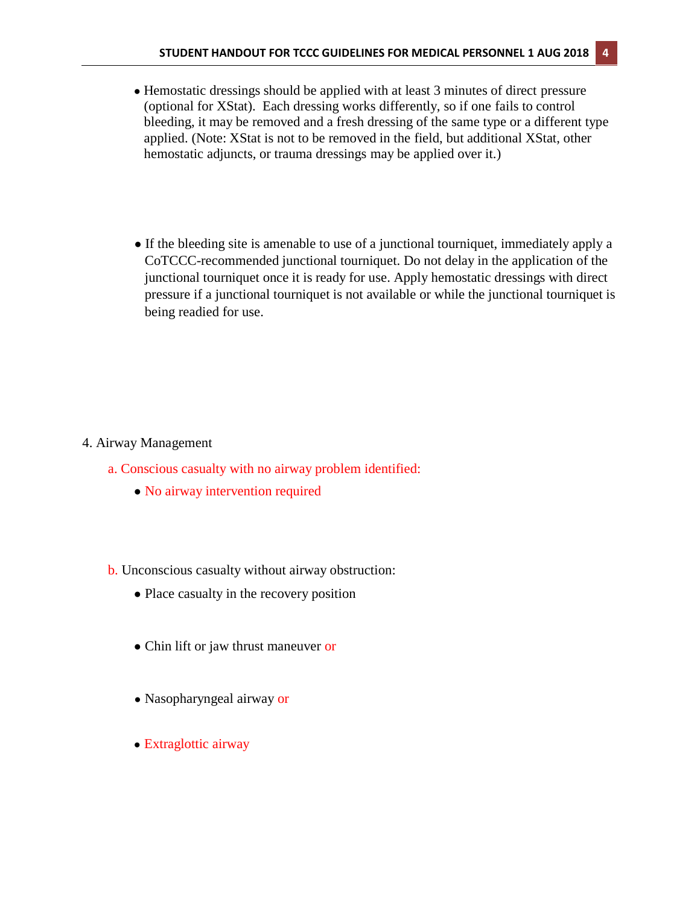- Hemostatic dressings should be applied with at least 3 minutes of direct pressure (optional for XStat). Each dressing works differently, so if one fails to control bleeding, it may be removed and a fresh dressing of the same type or a different type applied. (Note: XStat is not to be removed in the field, but additional XStat, other hemostatic adjuncts, or trauma dressings may be applied over it.)

- If the bleeding site is amenable to use of a junctional tourniquet, immediately apply a CoTCCC-recommended junctional tourniquet. Do not delay in the application of the junctional tourniquet once it is ready for use. Apply hemostatic dressings with direct pressure if a junctional tourniquet is not available or while the junctional tourniquet is being readied for use.

4. Airway Management

   a. Conscious casualty with no airway problem identified:

      - No airway intervention required

   b. Unconscious casualty without airway obstruction:

      - Place casualty in the recovery position

      - Chin lift or jaw thrust maneuver or

      - Nasopharyngeal airway or

      - Extraglottic airway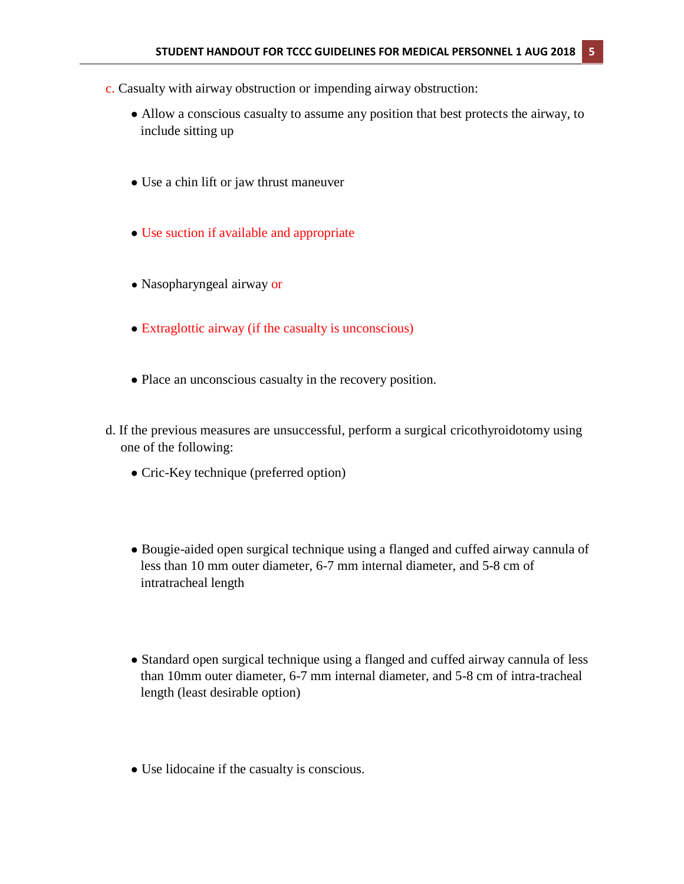c. Casualty with airway obstruction or impending airway obstruction:

- Allow a conscious casualty to assume any position that best protects the airway, to include sitting up
- Use a chin lift or jaw thrust maneuver
- Use suction if available and appropriate
- Nasopharyngeal airway or
- Extraglottic airway (if the casualty is unconscious)
- Place an unconscious casualty in the recovery position.

d. If the previous measures are unsuccessful, perform a surgical cricothyroidotomy using one of the following:

- Cric-Key technique (preferred option)
- Bougie-aided open surgical technique using a flanged and cuffed airway cannula of less than 10 mm outer diameter, 6-7 mm internal diameter, and 5-8 cm of intratracheal length
- Standard open surgical technique using a flanged and cuffed airway cannula of less than 10mm outer diameter, 6-7 mm internal diameter, and 5-8 cm of intra-tracheal length (least desirable option)
- Use lidocaine if the casualty is conscious.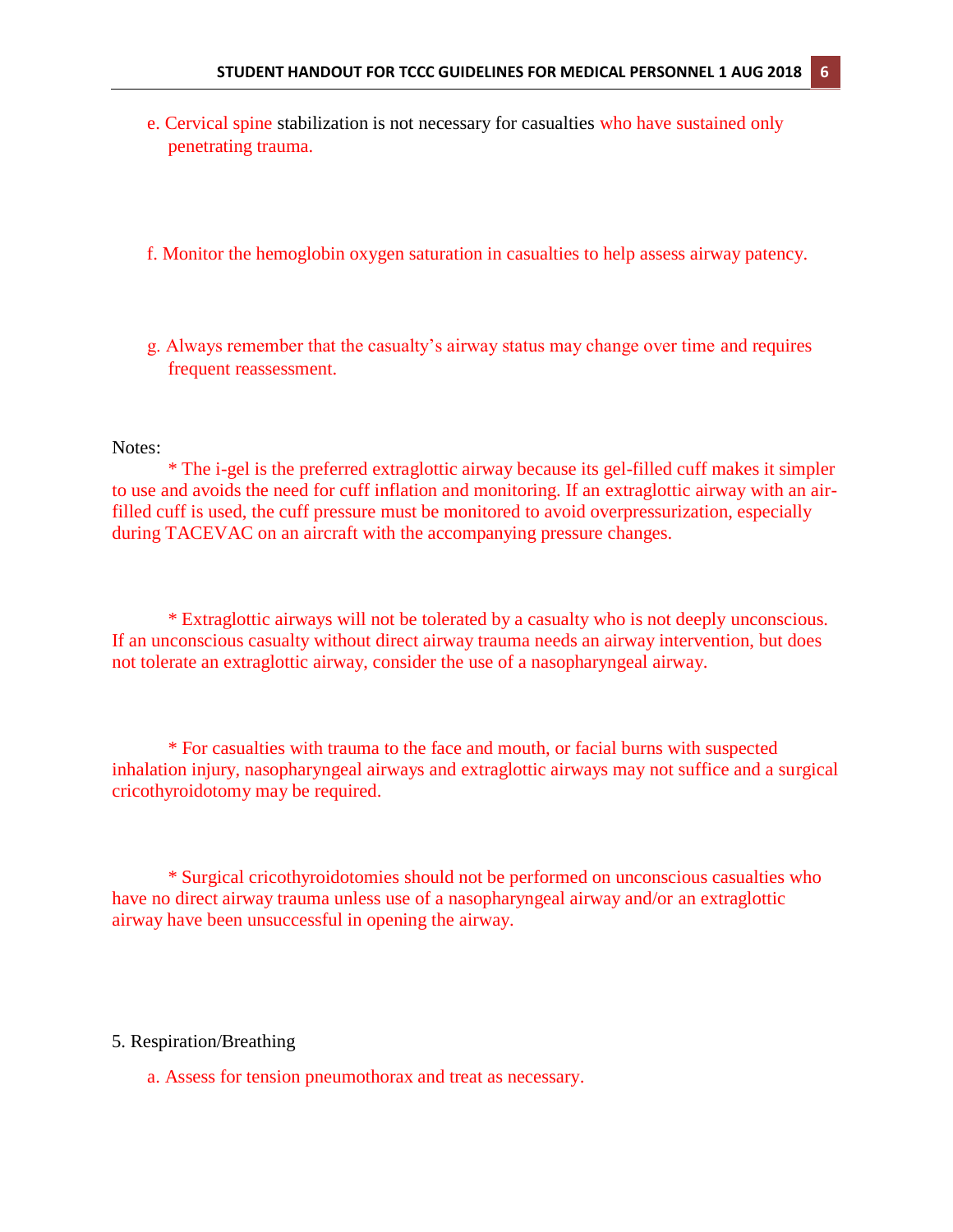e. Cervical spine stabilization is not necessary for casualties who have sustained only penetrating trauma.

f. Monitor the hemoglobin oxygen saturation in casualties to help assess airway patency.

g. Always remember that the casualty's airway status may change over time and requires frequent reassessment.

Notes:

* The i-gel is the preferred extraglottic airway because its gel-filled cuff makes it simpler to use and avoids the need for cuff inflation and monitoring. If an extraglottic airway with an air-filled cuff is used, the cuff pressure must be monitored to avoid overpressurization, especially during TACEVAC on an aircraft with the accompanying pressure changes.

* Extraglottic airways will not be tolerated by a casualty who is not deeply unconscious. If an unconscious casualty without direct airway trauma needs an airway intervention, but does not tolerate an extraglottic airway, consider the use of a nasopharyngeal airway.

* For casualties with trauma to the face and mouth, or facial burns with suspected inhalation injury, nasopharyngeal airways and extraglottic airways may not suffice and a surgical cricothyroidotomy may be required.

* Surgical cricothyroidotomies should not be performed on unconscious casualties who have no direct airway trauma unless use of a nasopharyngeal airway and/or an extraglottic airway have been unsuccessful in opening the airway.

5. Respiration/Breathing

a. Assess for tension pneumothorax and treat as necessary.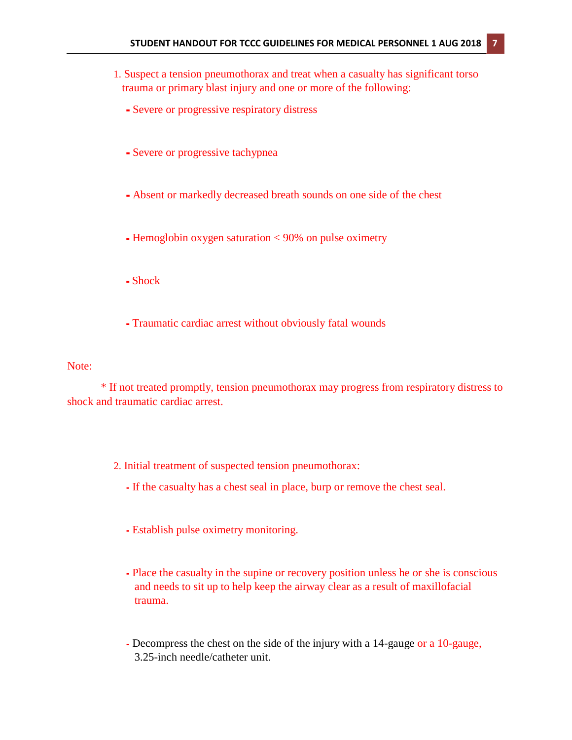1. Suspect a tension pneumothorax and treat when a casualty has significant torso trauma or primary blast injury and one or more of the following:

   - Severe or progressive respiratory distress
   - Severe or progressive tachypnea
   - Absent or markedly decreased breath sounds on one side of the chest
   - Hemoglobin oxygen saturation < 90% on pulse oximetry
   - Shock
   - Traumatic cardiac arrest without obviously fatal wounds

Note:

* If not treated promptly, tension pneumothorax may progress from respiratory distress to shock and traumatic cardiac arrest.

2. Initial treatment of suspected tension pneumothorax:

   - If the casualty has a chest seal in place, burp or remove the chest seal.
   - Establish pulse oximetry monitoring.
   - Place the casualty in the supine or recovery position unless he or she is conscious and needs to sit up to help keep the airway clear as a result of maxillofacial trauma.
   - Decompress the chest on the side of the injury with a 14-gauge or a 10-gauge, 3.25-inch needle/catheter unit.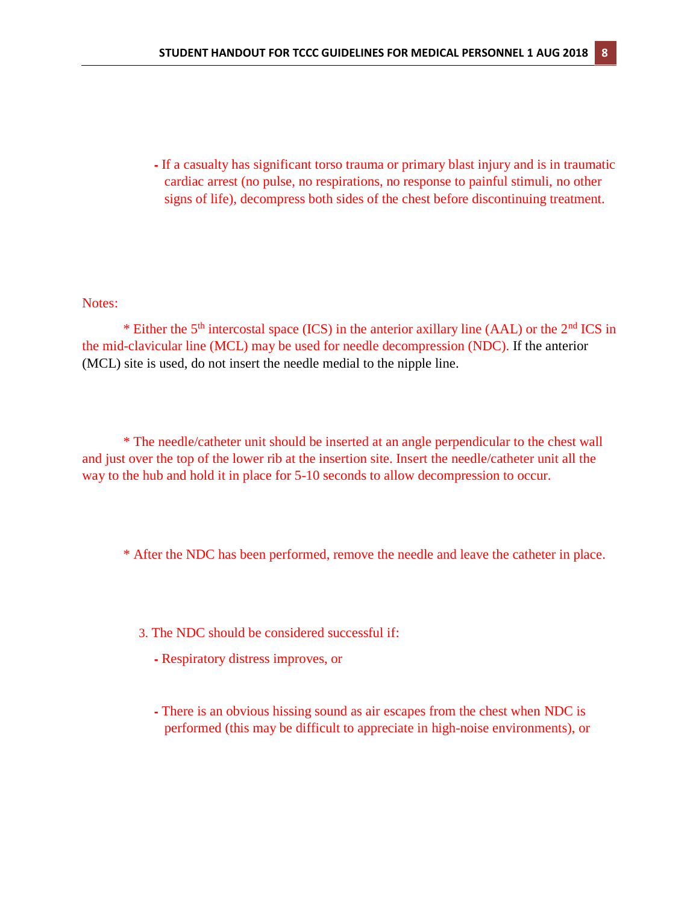- If a casualty has significant torso trauma or primary blast injury and is in traumatic cardiac arrest (no pulse, no respirations, no response to painful stimuli, no other signs of life), decompress both sides of the chest before discontinuing treatment.

Notes:

* Either the 5th intercostal space (ICS) in the anterior axillary line (AAL) or the 2nd ICS in the mid-clavicular line (MCL) may be used for needle decompression (NDC). If the anterior (MCL) site is used, do not insert the needle medial to the nipple line.

* The needle/catheter unit should be inserted at an angle perpendicular to the chest wall and just over the top of the lower rib at the insertion site. Insert the needle/catheter unit all the way to the hub and hold it in place for 5-10 seconds to allow decompression to occur.

* After the NDC has been performed, remove the needle and leave the catheter in place.

3. The NDC should be considered successful if:

   - Respiratory distress improves, or

   - There is an obvious hissing sound as air escapes from the chest when NDC is performed (this may be difficult to appreciate in high-noise environments), or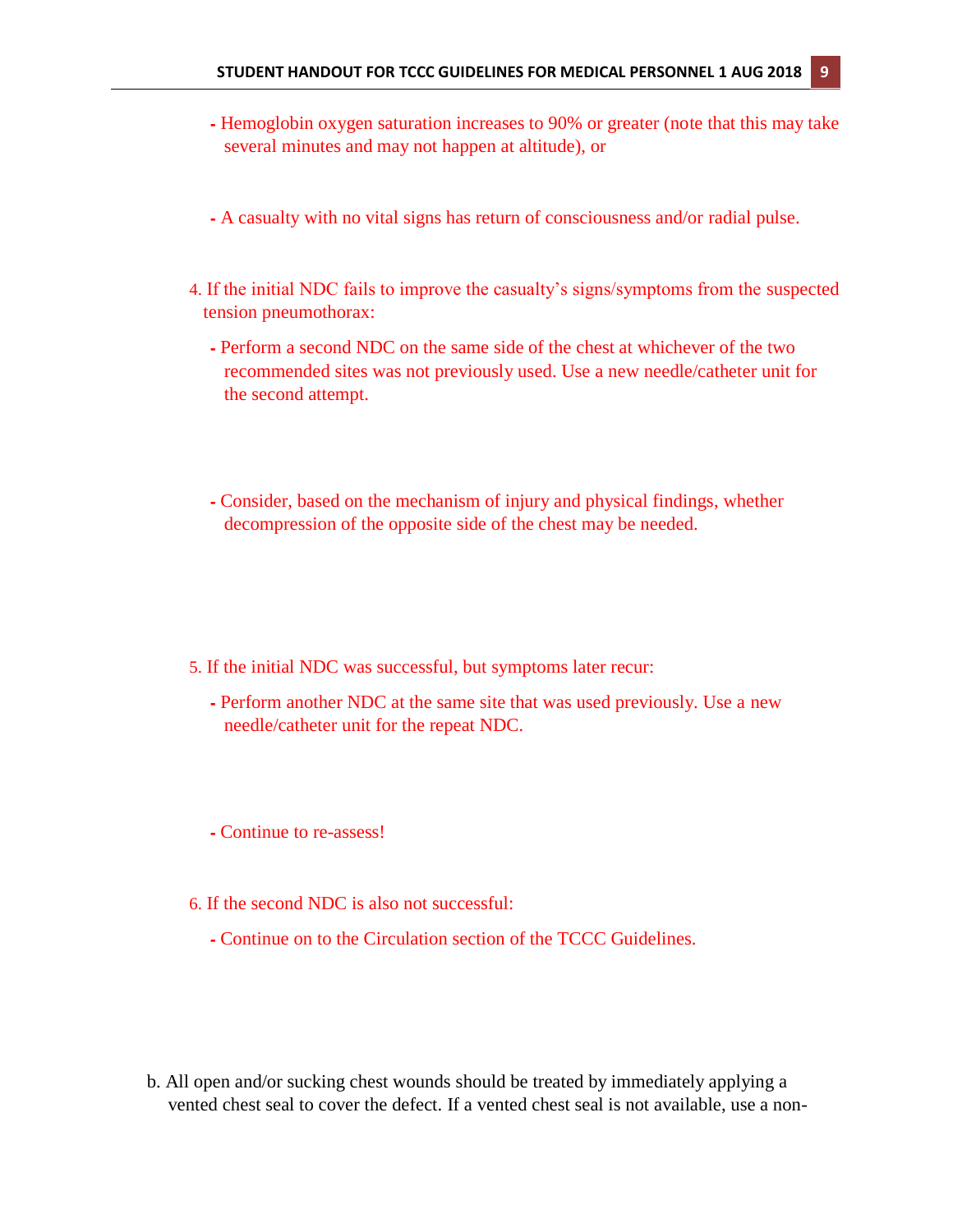- Hemoglobin oxygen saturation increases to 90% or greater (note that this may take several minutes and may not happen at altitude), or

- A casualty with no vital signs has return of consciousness and/or radial pulse.

4. If the initial NDC fails to improve the casualty's signs/symptoms from the suspected tension pneumothorax:

   - Perform a second NDC on the same side of the chest at whichever of the two recommended sites was not previously used. Use a new needle/catheter unit for the second attempt.

   - Consider, based on the mechanism of injury and physical findings, whether decompression of the opposite side of the chest may be needed.

5. If the initial NDC was successful, but symptoms later recur:

   - Perform another NDC at the same site that was used previously. Use a new needle/catheter unit for the repeat NDC.

   - Continue to re-assess!

6. If the second NDC is also not successful:

   - Continue on to the Circulation section of the TCCC Guidelines.

b. All open and/or sucking chest wounds should be treated by immediately applying a vented chest seal to cover the defect. If a vented chest seal is not available, use a non-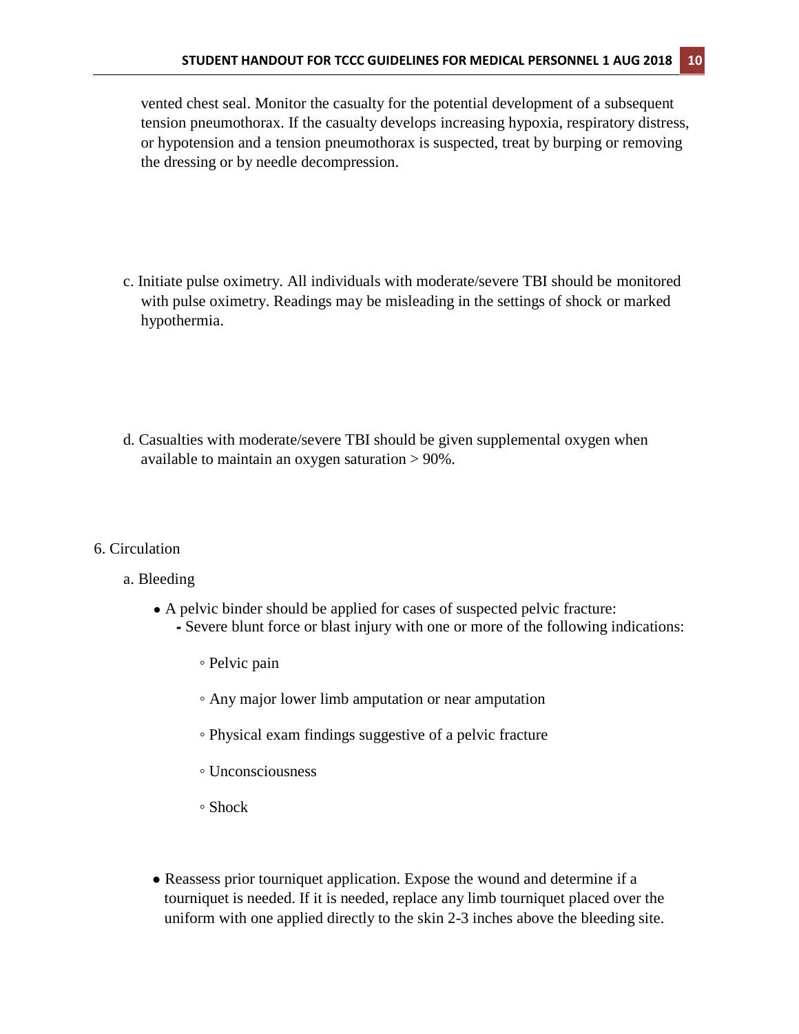vented chest seal. Monitor the casualty for the potential development of a subsequent tension pneumothorax. If the casualty develops increasing hypoxia, respiratory distress, or hypotension and a tension pneumothorax is suspected, treat by burping or removing the dressing or by needle decompression.

c. Initiate pulse oximetry. All individuals with moderate/severe TBI should be monitored with pulse oximetry. Readings may be misleading in the settings of shock or marked hypothermia.

d. Casualties with moderate/severe TBI should be given supplemental oxygen when available to maintain an oxygen saturation > 90%.

6. Circulation

a. Bleeding

- A pelvic binder should be applied for cases of suspected pelvic fracture:
  - Severe blunt force or blast injury with one or more of the following indications:
    - Pelvic pain
    - Any major lower limb amputation or near amputation
    - Physical exam findings suggestive of a pelvic fracture
    - Unconsciousness
    - Shock

- Reassess prior tourniquet application. Expose the wound and determine if a tourniquet is needed. If it is needed, replace any limb tourniquet placed over the uniform with one applied directly to the skin 2-3 inches above the bleeding site.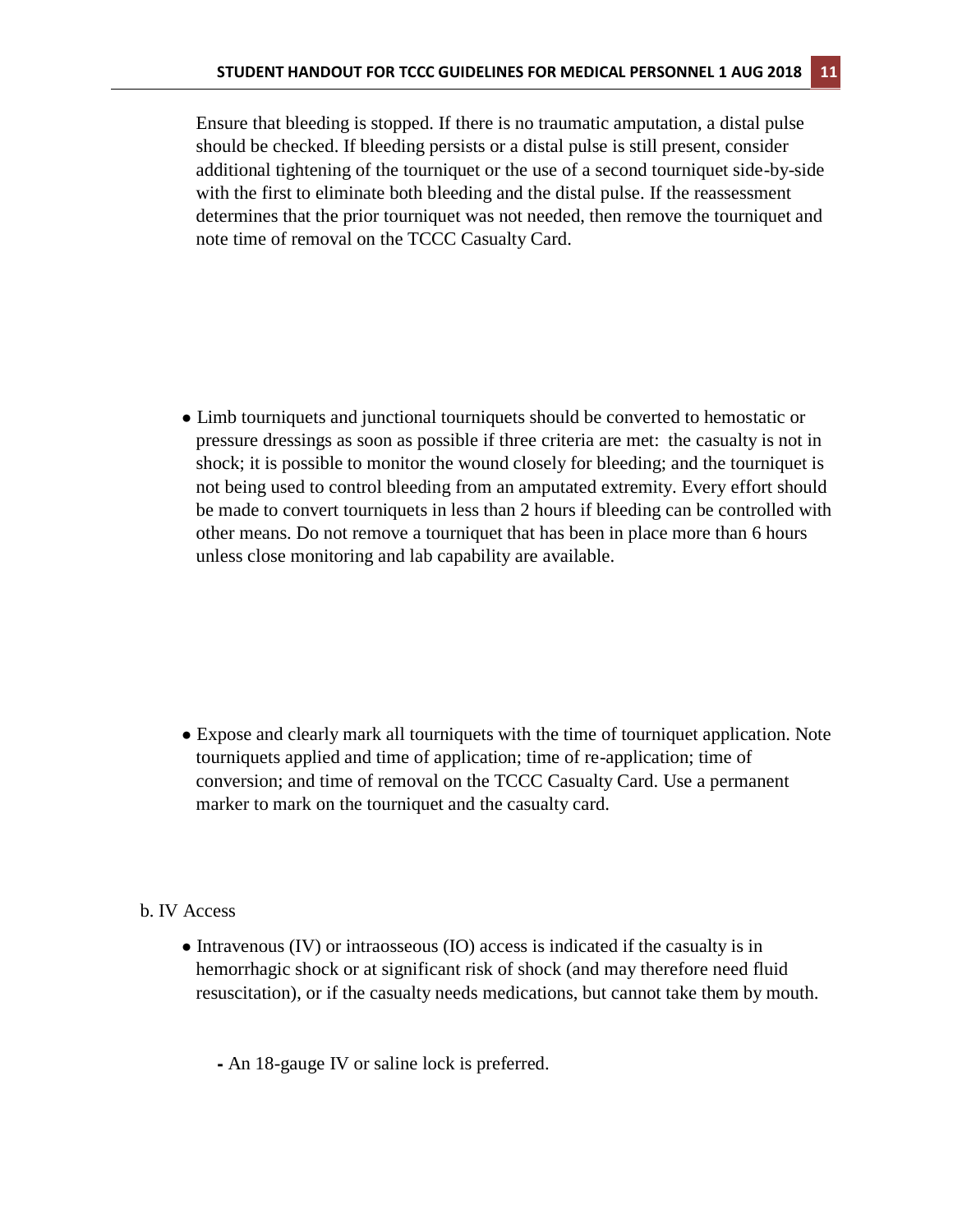Ensure that bleeding is stopped. If there is no traumatic amputation, a distal pulse should be checked. If bleeding persists or a distal pulse is still present, consider additional tightening of the tourniquet or the use of a second tourniquet side-by-side with the first to eliminate both bleeding and the distal pulse. If the reassessment determines that the prior tourniquet was not needed, then remove the tourniquet and note time of removal on the TCCC Casualty Card.

- Limb tourniquets and junctional tourniquets should be converted to hemostatic or pressure dressings as soon as possible if three criteria are met: the casualty is not in shock; it is possible to monitor the wound closely for bleeding; and the tourniquet is not being used to control bleeding from an amputated extremity. Every effort should be made to convert tourniquets in less than 2 hours if bleeding can be controlled with other means. Do not remove a tourniquet that has been in place more than 6 hours unless close monitoring and lab capability are available.

- Expose and clearly mark all tourniquets with the time of tourniquet application. Note tourniquets applied and time of application; time of re-application; time of conversion; and time of removal on the TCCC Casualty Card. Use a permanent marker to mark on the tourniquet and the casualty card.

b. IV Access

- Intravenous (IV) or intraosseous (IO) access is indicated if the casualty is in hemorrhagic shock or at significant risk of shock (and may therefore need fluid resuscitation), or if the casualty needs medications, but cannot take them by mouth.

  - An 18-gauge IV or saline lock is preferred.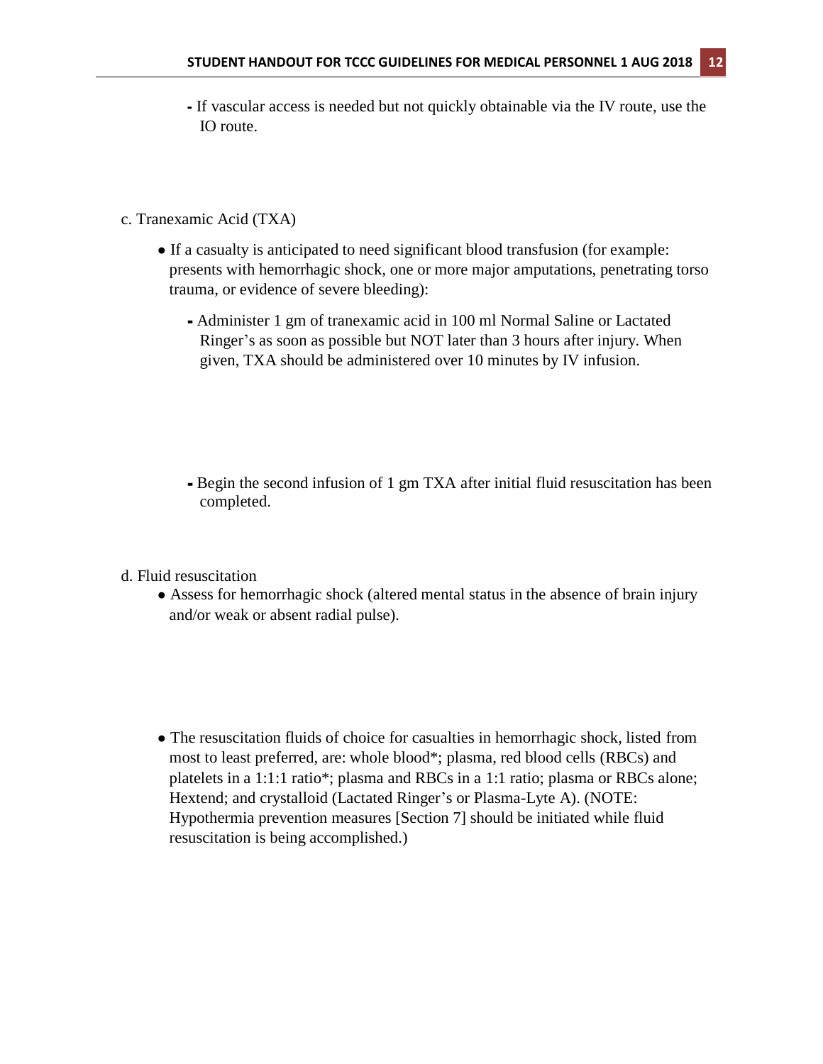- If vascular access is needed but not quickly obtainable via the IV route, use the IO route.

c. Tranexamic Acid (TXA)

- If a casualty is anticipated to need significant blood transfusion (for example: presents with hemorrhagic shock, one or more major amputations, penetrating torso trauma, or evidence of severe bleeding):
  - Administer 1 gm of tranexamic acid in 100 ml Normal Saline or Lactated Ringer's as soon as possible but NOT later than 3 hours after injury. When given, TXA should be administered over 10 minutes by IV infusion.
  - Begin the second infusion of 1 gm TXA after initial fluid resuscitation has been completed.

d. Fluid resuscitation

- Assess for hemorrhagic shock (altered mental status in the absence of brain injury and/or weak or absent radial pulse).
- The resuscitation fluids of choice for casualties in hemorrhagic shock, listed from most to least preferred, are: whole blood*; plasma, red blood cells (RBCs) and platelets in a 1:1:1 ratio*; plasma and RBCs in a 1:1 ratio; plasma or RBCs alone; Hextend; and crystalloid (Lactated Ringer's or Plasma-Lyte A). (NOTE: Hypothermia prevention measures [Section 7] should be initiated while fluid resuscitation is being accomplished.)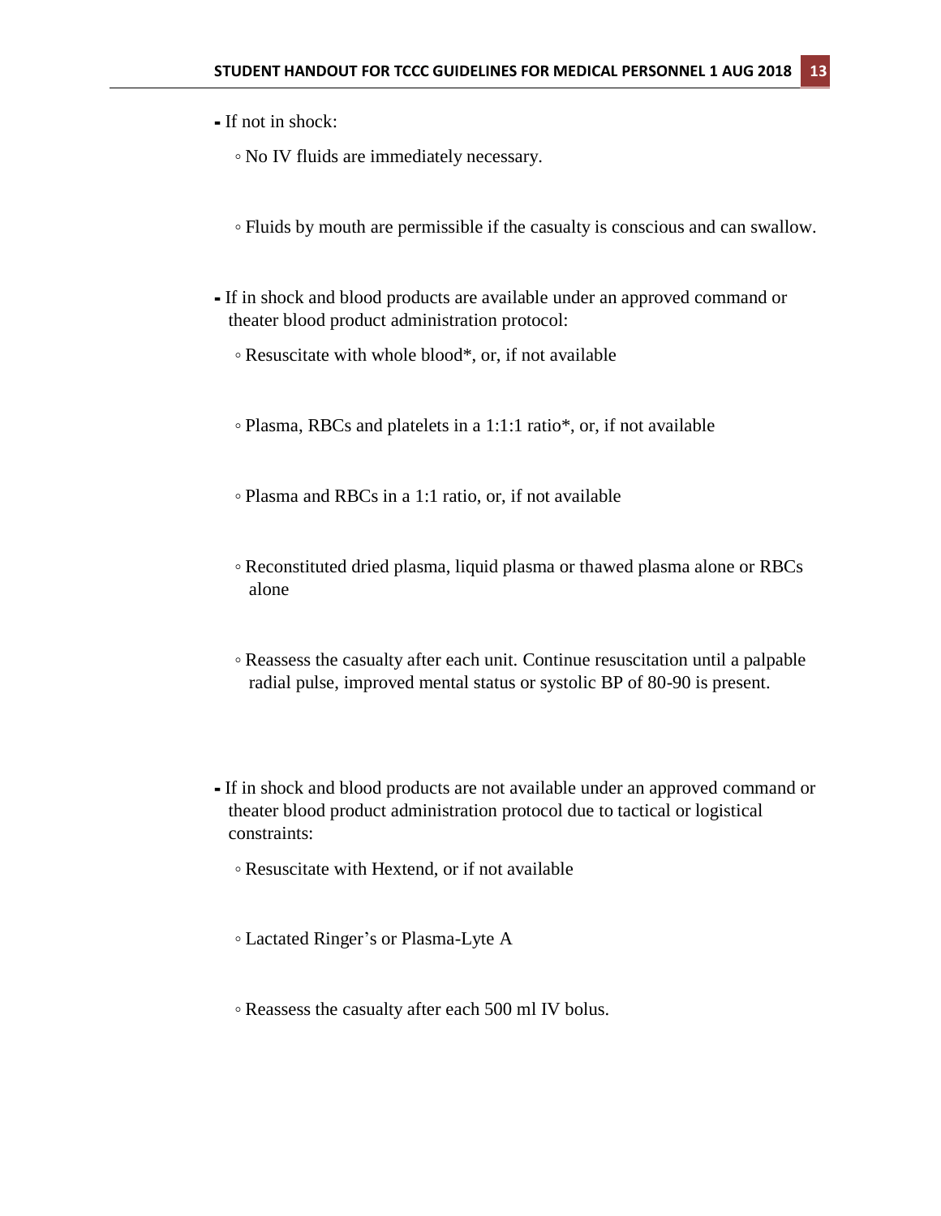- If not in shock:
  - No IV fluids are immediately necessary.
  - Fluids by mouth are permissible if the casualty is conscious and can swallow.
- If in shock and blood products are available under an approved command or theater blood product administration protocol:
  - Resuscitate with whole blood*, or, if not available
  - Plasma, RBCs and platelets in a 1:1:1 ratio*, or, if not available
  - Plasma and RBCs in a 1:1 ratio, or, if not available
  - Reconstituted dried plasma, liquid plasma or thawed plasma alone or RBCs alone
  - Reassess the casualty after each unit. Continue resuscitation until a palpable radial pulse, improved mental status or systolic BP of 80-90 is present.
- If in shock and blood products are not available under an approved command or theater blood product administration protocol due to tactical or logistical constraints:
  - Resuscitate with Hextend, or if not available
  - Lactated Ringer's or Plasma-Lyte A
  - Reassess the casualty after each 500 ml IV bolus.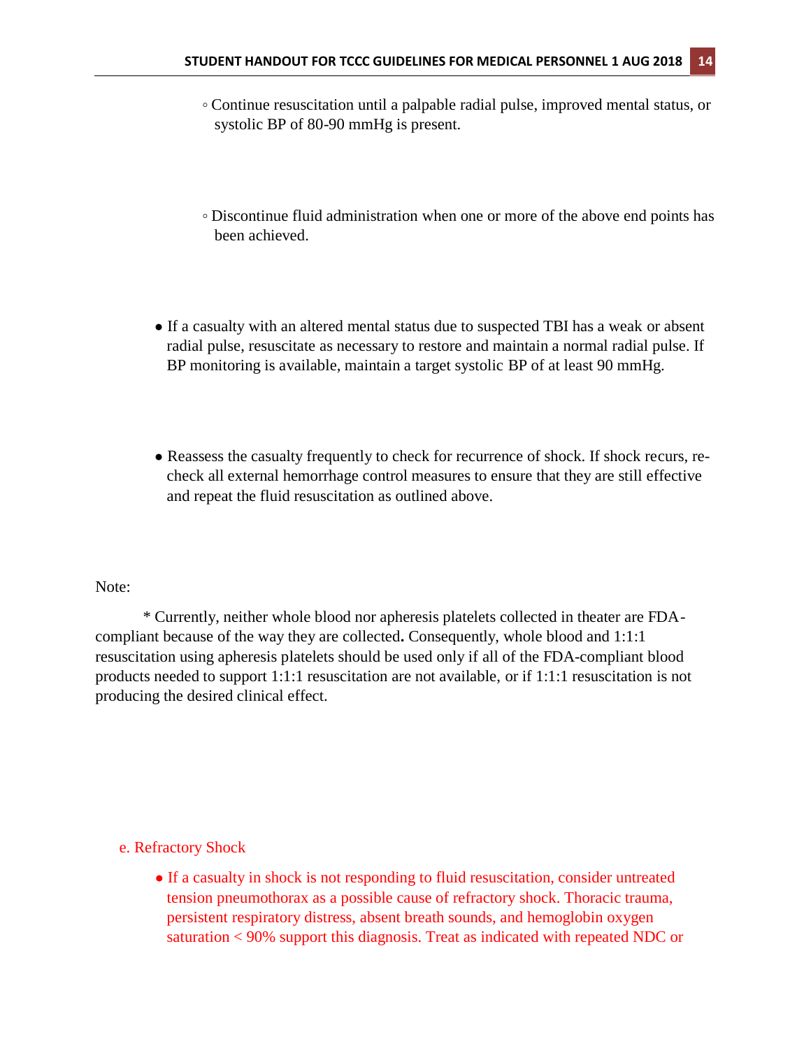- Continue resuscitation until a palpable radial pulse, improved mental status, or systolic BP of 80-90 mmHg is present.

- Discontinue fluid administration when one or more of the above end points has been achieved.

- If a casualty with an altered mental status due to suspected TBI has a weak or absent radial pulse, resuscitate as necessary to restore and maintain a normal radial pulse. If BP monitoring is available, maintain a target systolic BP of at least 90 mmHg.

- Reassess the casualty frequently to check for recurrence of shock. If shock recurs, re-check all external hemorrhage control measures to ensure that they are still effective and repeat the fluid resuscitation as outlined above.

Note:

\* Currently, neither whole blood nor apheresis platelets collected in theater are FDA-compliant because of the way they are collected**.** Consequently, whole blood and 1:1:1 resuscitation using apheresis platelets should be used only if all of the FDA-compliant blood products needed to support 1:1:1 resuscitation are not available, or if 1:1:1 resuscitation is not producing the desired clinical effect.

e. Refractory Shock

- If a casualty in shock is not responding to fluid resuscitation, consider untreated tension pneumothorax as a possible cause of refractory shock. Thoracic trauma, persistent respiratory distress, absent breath sounds, and hemoglobin oxygen saturation < 90% support this diagnosis. Treat as indicated with repeated NDC or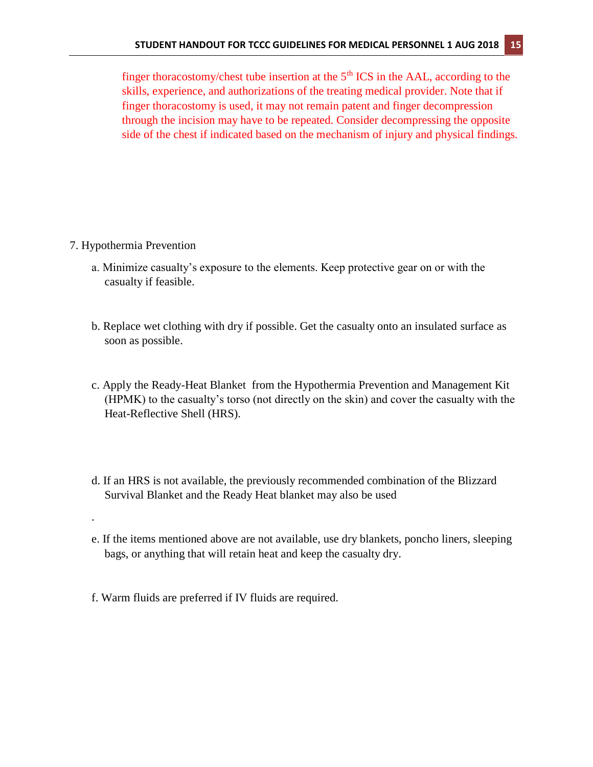finger thoracostomy/chest tube insertion at the 5th ICS in the AAL, according to the skills, experience, and authorizations of the treating medical provider. Note that if finger thoracostomy is used, it may not remain patent and finger decompression through the incision may have to be repeated. Consider decompressing the opposite side of the chest if indicated based on the mechanism of injury and physical findings.

7. Hypothermia Prevention

a. Minimize casualty's exposure to the elements. Keep protective gear on or with the casualty if feasible.

b. Replace wet clothing with dry if possible. Get the casualty onto an insulated surface as soon as possible.

c. Apply the Ready-Heat Blanket from the Hypothermia Prevention and Management Kit (HPMK) to the casualty's torso (not directly on the skin) and cover the casualty with the Heat-Reflective Shell (HRS).

d. If an HRS is not available, the previously recommended combination of the Blizzard Survival Blanket and the Ready Heat blanket may also be used

.

e. If the items mentioned above are not available, use dry blankets, poncho liners, sleeping bags, or anything that will retain heat and keep the casualty dry.

f. Warm fluids are preferred if IV fluids are required.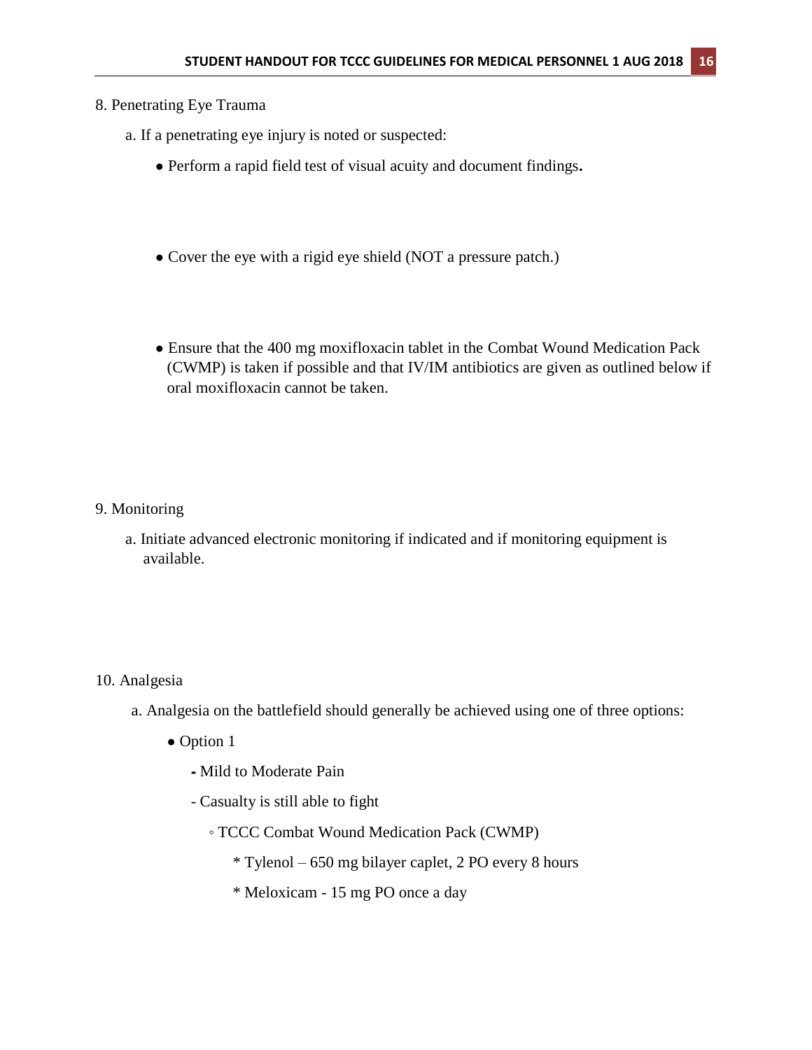8. Penetrating Eye Trauma

a. If a penetrating eye injury is noted or suspected:

- Perform a rapid field test of visual acuity and document findings.

- Cover the eye with a rigid eye shield (NOT a pressure patch.)

- Ensure that the 400 mg moxifloxacin tablet in the Combat Wound Medication Pack (CWMP) is taken if possible and that IV/IM antibiotics are given as outlined below if oral moxifloxacin cannot be taken.

9. Monitoring

a. Initiate advanced electronic monitoring if indicated and if monitoring equipment is available.

10. Analgesia

a. Analgesia on the battlefield should generally be achieved using one of three options:

- Option 1
  - Mild to Moderate Pain
  - Casualty is still able to fight
    - TCCC Combat Wound Medication Pack (CWMP)
      - Tylenol – 650 mg bilayer caplet, 2 PO every 8 hours
      - Meloxicam - 15 mg PO once a day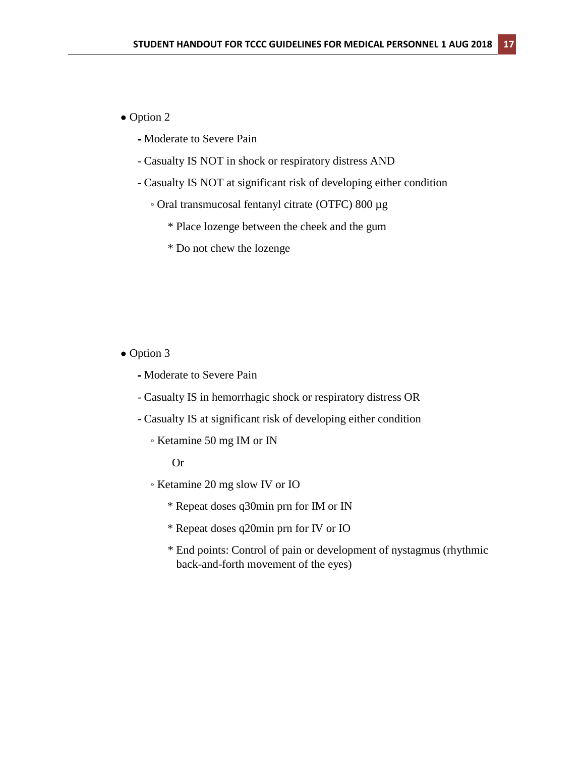- Option 2
    - Moderate to Severe Pain
    - Casualty IS NOT in shock or respiratory distress AND
    - Casualty IS NOT at significant risk of developing either condition
        - Oral transmucosal fentanyl citrate (OTFC) 800 µg
            * Place lozenge between the cheek and the gum
            * Do not chew the lozenge

- Option 3
    - Moderate to Severe Pain
    - Casualty IS in hemorrhagic shock or respiratory distress OR
    - Casualty IS at significant risk of developing either condition
        - Ketamine 50 mg IM or IN

          Or

        - Ketamine 20 mg slow IV or IO
            * Repeat doses q30min prn for IM or IN
            * Repeat doses q20min prn for IV or IO
            * End points: Control of pain or development of nystagmus (rhythmic back-and-forth movement of the eyes)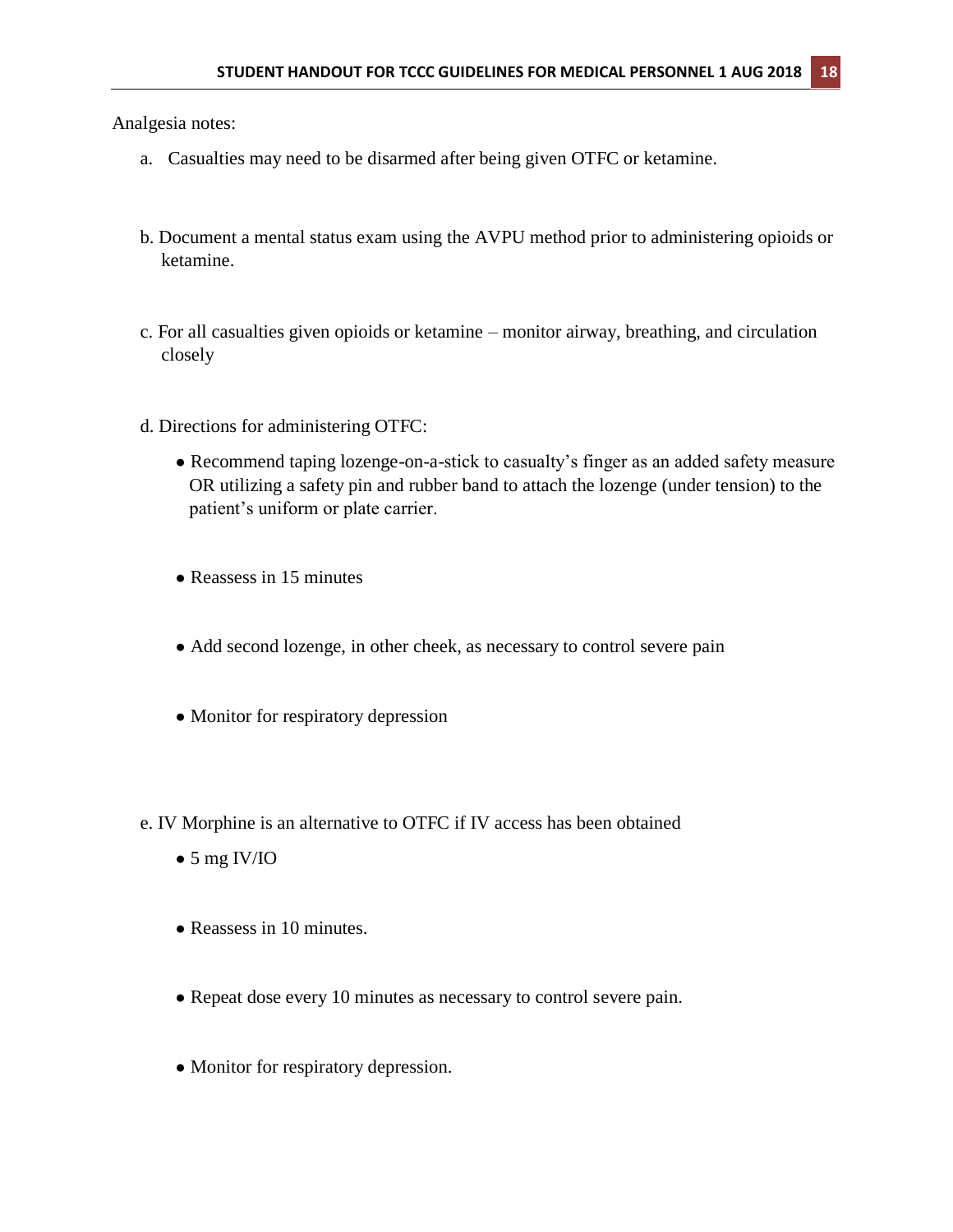Analgesia notes:

a. Casualties may need to be disarmed after being given OTFC or ketamine.

b. Document a mental status exam using the AVPU method prior to administering opioids or ketamine.

c. For all casualties given opioids or ketamine – monitor airway, breathing, and circulation closely

d. Directions for administering OTFC:

- Recommend taping lozenge-on-a-stick to casualty's finger as an added safety measure OR utilizing a safety pin and rubber band to attach the lozenge (under tension) to the patient's uniform or plate carrier.
- Reassess in 15 minutes
- Add second lozenge, in other cheek, as necessary to control severe pain
- Monitor for respiratory depression

e. IV Morphine is an alternative to OTFC if IV access has been obtained

- 5 mg IV/IO
- Reassess in 10 minutes.
- Repeat dose every 10 minutes as necessary to control severe pain.
- Monitor for respiratory depression.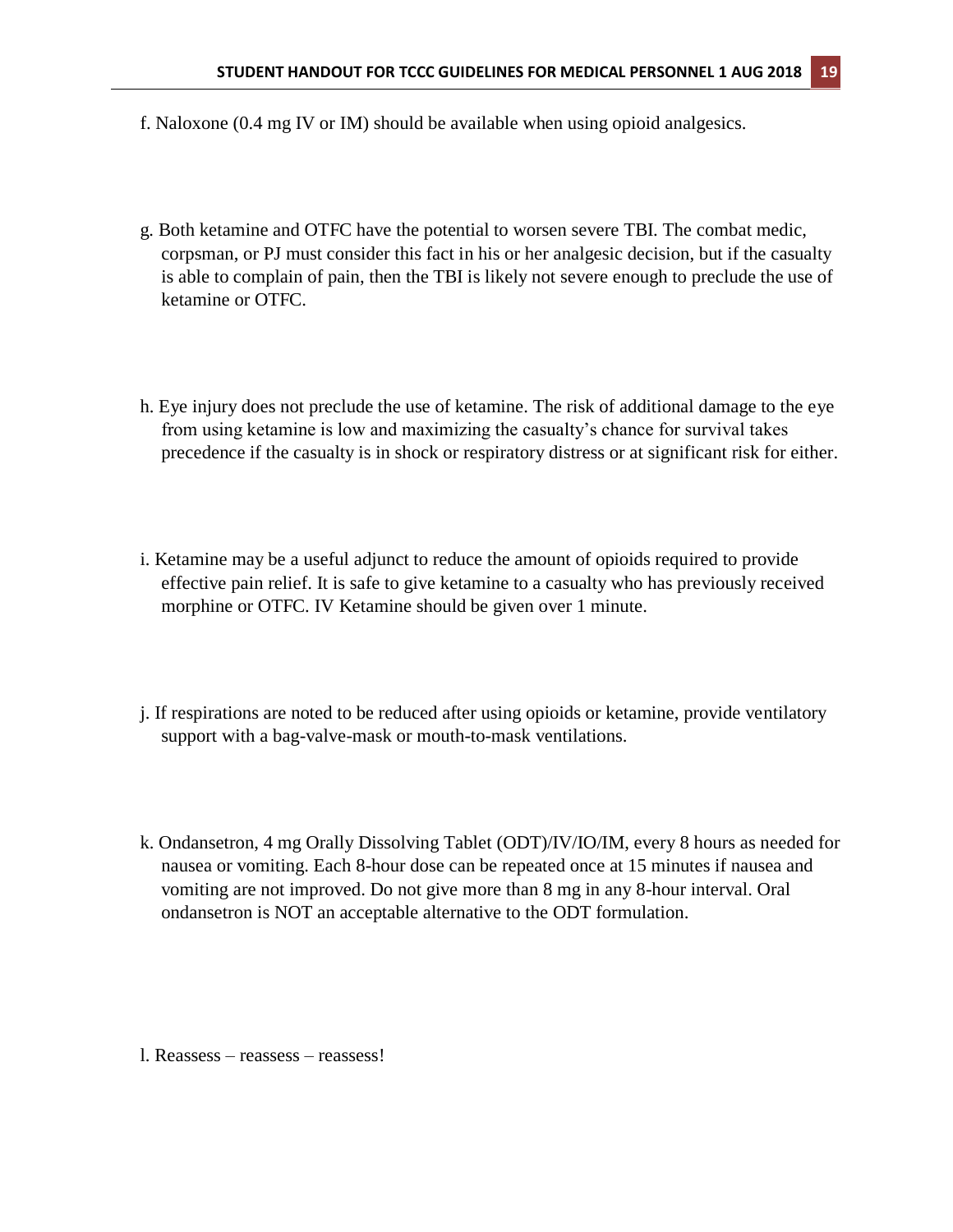f. Naloxone (0.4 mg IV or IM) should be available when using opioid analgesics.

g. Both ketamine and OTFC have the potential to worsen severe TBI. The combat medic, corpsman, or PJ must consider this fact in his or her analgesic decision, but if the casualty is able to complain of pain, then the TBI is likely not severe enough to preclude the use of ketamine or OTFC.

h. Eye injury does not preclude the use of ketamine. The risk of additional damage to the eye from using ketamine is low and maximizing the casualty's chance for survival takes precedence if the casualty is in shock or respiratory distress or at significant risk for either.

i. Ketamine may be a useful adjunct to reduce the amount of opioids required to provide effective pain relief. It is safe to give ketamine to a casualty who has previously received morphine or OTFC. IV Ketamine should be given over 1 minute.

j. If respirations are noted to be reduced after using opioids or ketamine, provide ventilatory support with a bag-valve-mask or mouth-to-mask ventilations.

k. Ondansetron, 4 mg Orally Dissolving Tablet (ODT)/IV/IO/IM, every 8 hours as needed for nausea or vomiting. Each 8-hour dose can be repeated once at 15 minutes if nausea and vomiting are not improved. Do not give more than 8 mg in any 8-hour interval. Oral ondansetron is NOT an acceptable alternative to the ODT formulation.

l. Reassess – reassess – reassess!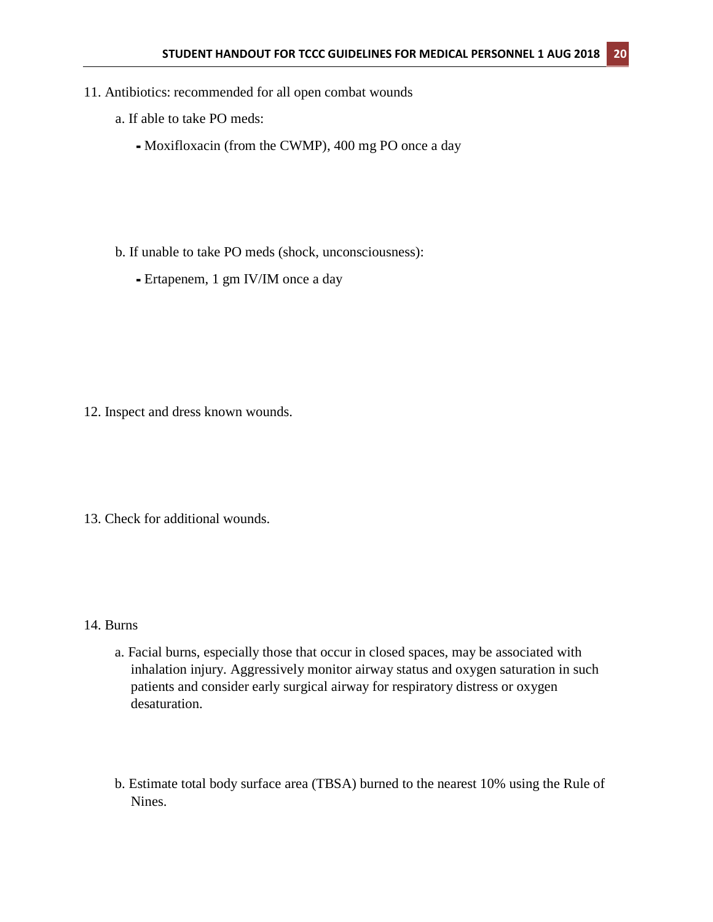11. Antibiotics: recommended for all open combat wounds

    a. If able to take PO meds:

    - Moxifloxacin (from the CWMP), 400 mg PO once a day

    b. If unable to take PO meds (shock, unconsciousness):

    - Ertapenem, 1 gm IV/IM once a day

12. Inspect and dress known wounds.

13. Check for additional wounds.

14. Burns

    a. Facial burns, especially those that occur in closed spaces, may be associated with inhalation injury. Aggressively monitor airway status and oxygen saturation in such patients and consider early surgical airway for respiratory distress or oxygen desaturation.

    b. Estimate total body surface area (TBSA) burned to the nearest 10% using the Rule of Nines.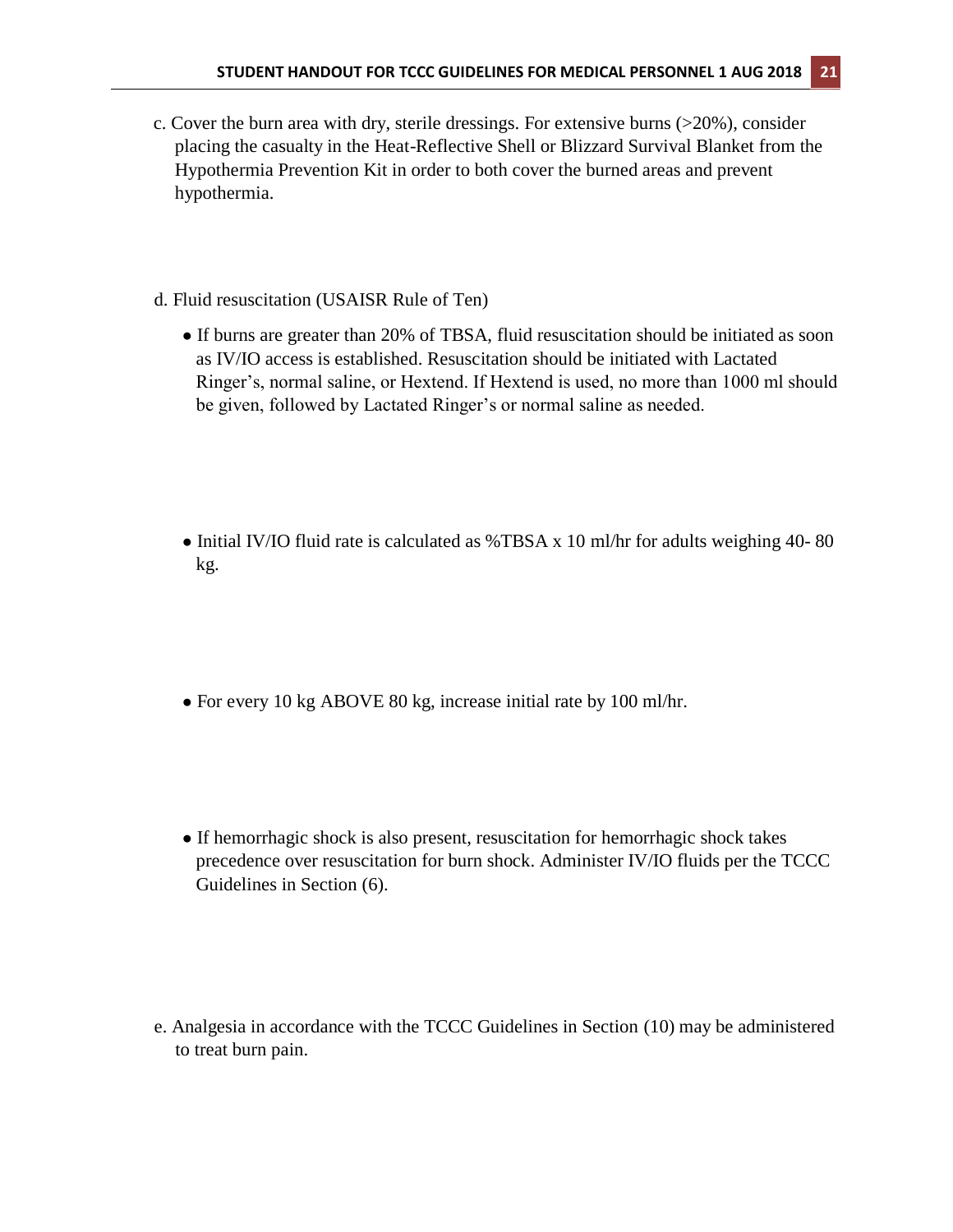c. Cover the burn area with dry, sterile dressings. For extensive burns (>20%), consider placing the casualty in the Heat-Reflective Shell or Blizzard Survival Blanket from the Hypothermia Prevention Kit in order to both cover the burned areas and prevent hypothermia.

d. Fluid resuscitation (USAISR Rule of Ten)

- If burns are greater than 20% of TBSA, fluid resuscitation should be initiated as soon as IV/IO access is established. Resuscitation should be initiated with Lactated Ringer's, normal saline, or Hextend. If Hextend is used, no more than 1000 ml should be given, followed by Lactated Ringer's or normal saline as needed.

- Initial IV/IO fluid rate is calculated as %TBSA x 10 ml/hr for adults weighing 40- 80 kg.

- For every 10 kg ABOVE 80 kg, increase initial rate by 100 ml/hr.

- If hemorrhagic shock is also present, resuscitation for hemorrhagic shock takes precedence over resuscitation for burn shock. Administer IV/IO fluids per the TCCC Guidelines in Section (6).

e. Analgesia in accordance with the TCCC Guidelines in Section (10) may be administered to treat burn pain.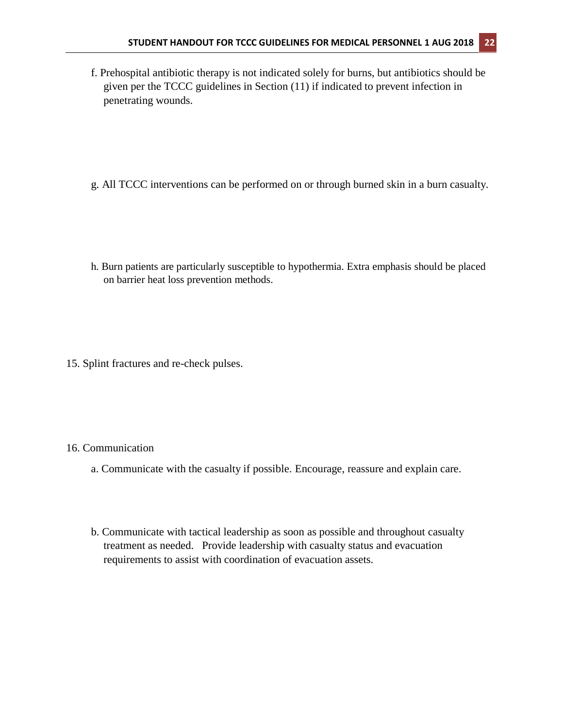f. Prehospital antibiotic therapy is not indicated solely for burns, but antibiotics should be given per the TCCC guidelines in Section (11) if indicated to prevent infection in penetrating wounds.

g. All TCCC interventions can be performed on or through burned skin in a burn casualty.

h. Burn patients are particularly susceptible to hypothermia. Extra emphasis should be placed on barrier heat loss prevention methods.

15. Splint fractures and re-check pulses.

16. Communication

a. Communicate with the casualty if possible. Encourage, reassure and explain care.

b. Communicate with tactical leadership as soon as possible and throughout casualty treatment as needed. Provide leadership with casualty status and evacuation requirements to assist with coordination of evacuation assets.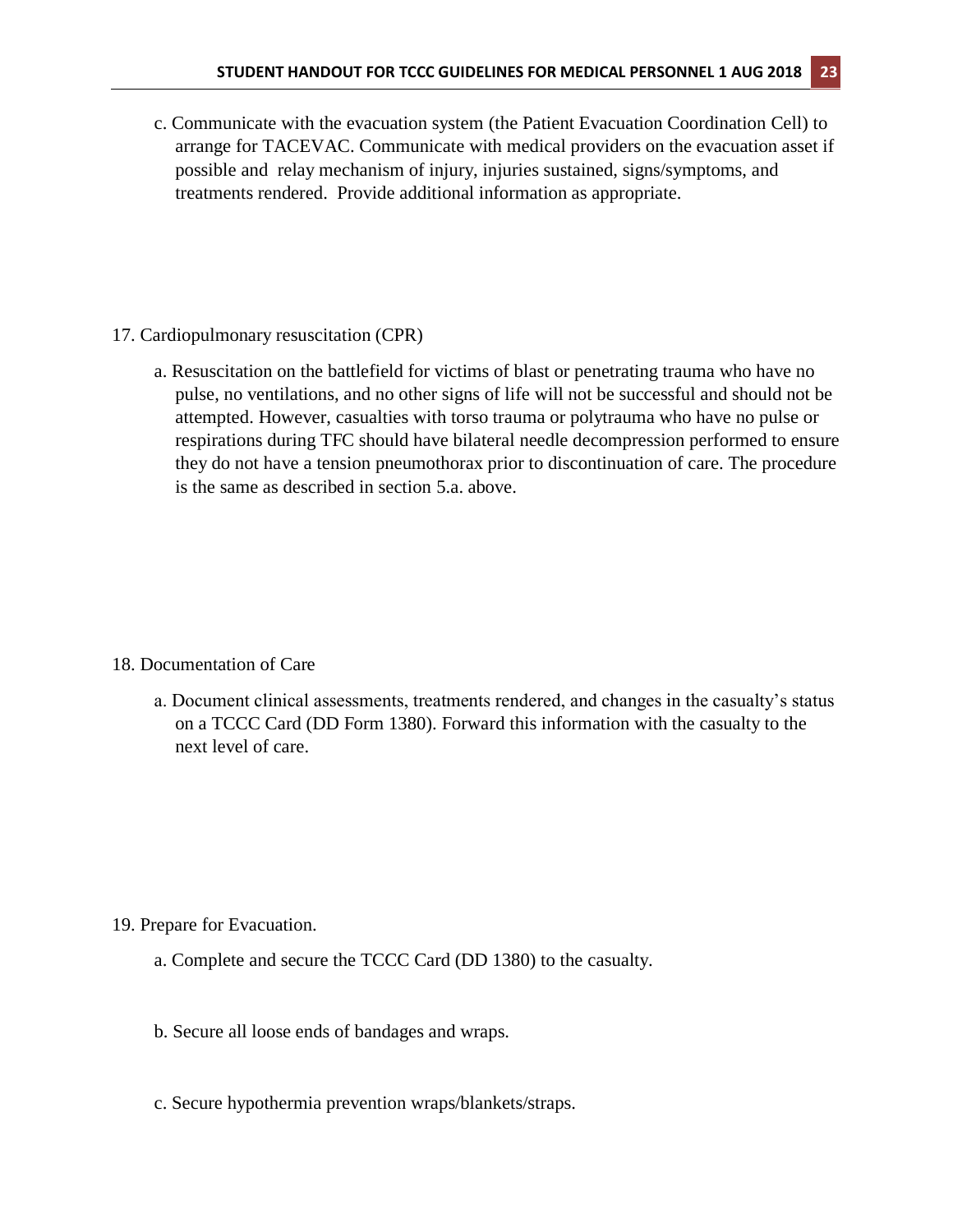c. Communicate with the evacuation system (the Patient Evacuation Coordination Cell) to arrange for TACEVAC. Communicate with medical providers on the evacuation asset if possible and relay mechanism of injury, injuries sustained, signs/symptoms, and treatments rendered. Provide additional information as appropriate.

17. Cardiopulmonary resuscitation (CPR)

a. Resuscitation on the battlefield for victims of blast or penetrating trauma who have no pulse, no ventilations, and no other signs of life will not be successful and should not be attempted. However, casualties with torso trauma or polytrauma who have no pulse or respirations during TFC should have bilateral needle decompression performed to ensure they do not have a tension pneumothorax prior to discontinuation of care. The procedure is the same as described in section 5.a. above.

18. Documentation of Care

a. Document clinical assessments, treatments rendered, and changes in the casualty's status on a TCCC Card (DD Form 1380). Forward this information with the casualty to the next level of care.

19. Prepare for Evacuation.

a. Complete and secure the TCCC Card (DD 1380) to the casualty.

b. Secure all loose ends of bandages and wraps.

c. Secure hypothermia prevention wraps/blankets/straps.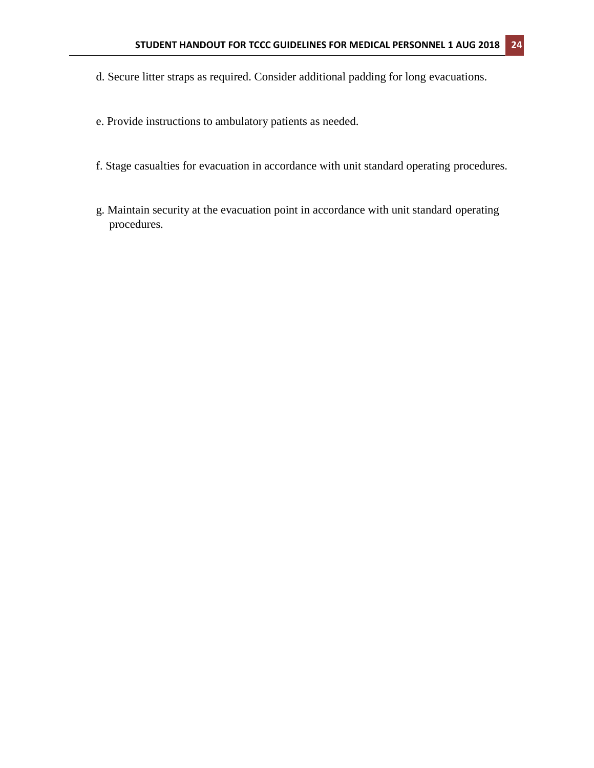d. Secure litter straps as required. Consider additional padding for long evacuations.

e. Provide instructions to ambulatory patients as needed.

f. Stage casualties for evacuation in accordance with unit standard operating procedures.

g. Maintain security at the evacuation point in accordance with unit standard operating procedures.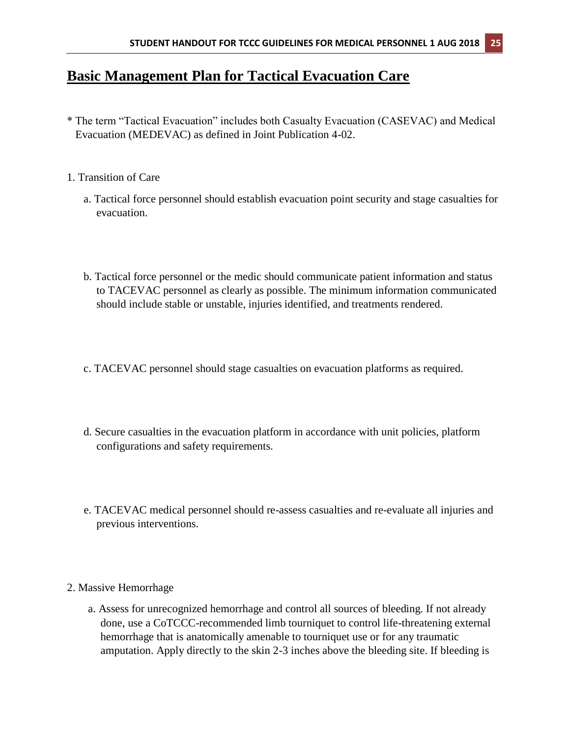# Basic Management Plan for Tactical Evacuation Care

* The term “Tactical Evacuation” includes both Casualty Evacuation (CASEVAC) and Medical Evacuation (MEDEVAC) as defined in Joint Publication 4-02.

1. Transition of Care

   a. Tactical force personnel should establish evacuation point security and stage casualties for evacuation.

   b. Tactical force personnel or the medic should communicate patient information and status to TACEVAC personnel as clearly as possible. The minimum information communicated should include stable or unstable, injuries identified, and treatments rendered.

   c. TACEVAC personnel should stage casualties on evacuation platforms as required.

   d. Secure casualties in the evacuation platform in accordance with unit policies, platform configurations and safety requirements.

   e. TACEVAC medical personnel should re-assess casualties and re-evaluate all injuries and previous interventions.

2. Massive Hemorrhage

   a. Assess for unrecognized hemorrhage and control all sources of bleeding. If not already done, use a CoTCCC-recommended limb tourniquet to control life-threatening external hemorrhage that is anatomically amenable to tourniquet use or for any traumatic amputation. Apply directly to the skin 2-3 inches above the bleeding site. If bleeding is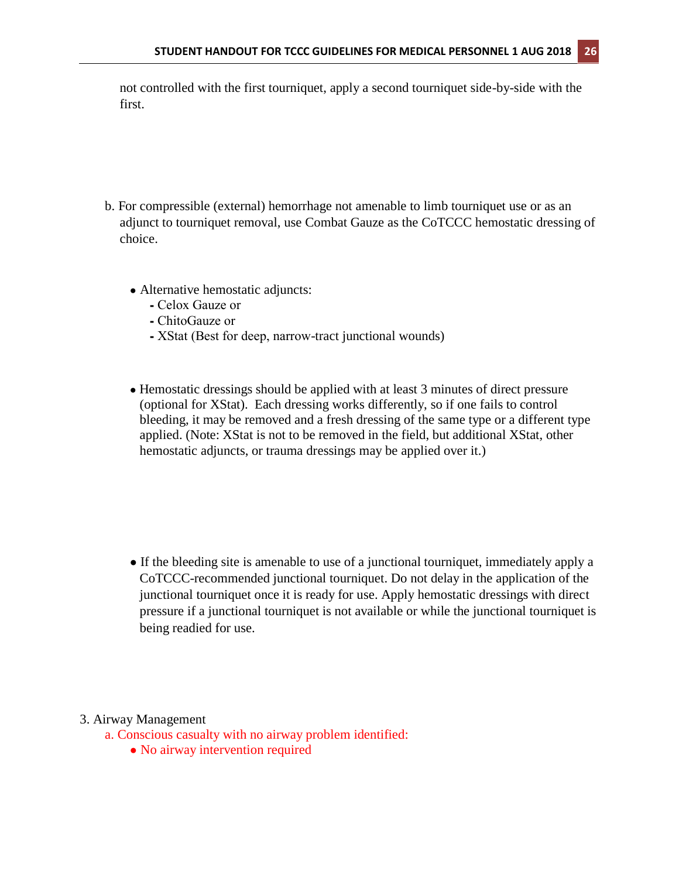not controlled with the first tourniquet, apply a second tourniquet side-by-side with the first.

b. For compressible (external) hemorrhage not amenable to limb tourniquet use or as an adjunct to tourniquet removal, use Combat Gauze as the CoTCCC hemostatic dressing of choice.

- Alternative hemostatic adjuncts:
  - Celox Gauze or
  - ChitoGauze or
  - XStat (Best for deep, narrow-tract junctional wounds)

- Hemostatic dressings should be applied with at least 3 minutes of direct pressure (optional for XStat). Each dressing works differently, so if one fails to control bleeding, it may be removed and a fresh dressing of the same type or a different type applied. (Note: XStat is not to be removed in the field, but additional XStat, other hemostatic adjuncts, or trauma dressings may be applied over it.)

- If the bleeding site is amenable to use of a junctional tourniquet, immediately apply a CoTCCC-recommended junctional tourniquet. Do not delay in the application of the junctional tourniquet once it is ready for use. Apply hemostatic dressings with direct pressure if a junctional tourniquet is not available or while the junctional tourniquet is being readied for use.

3. Airway Management

a. Conscious casualty with no airway problem identified:

- No airway intervention required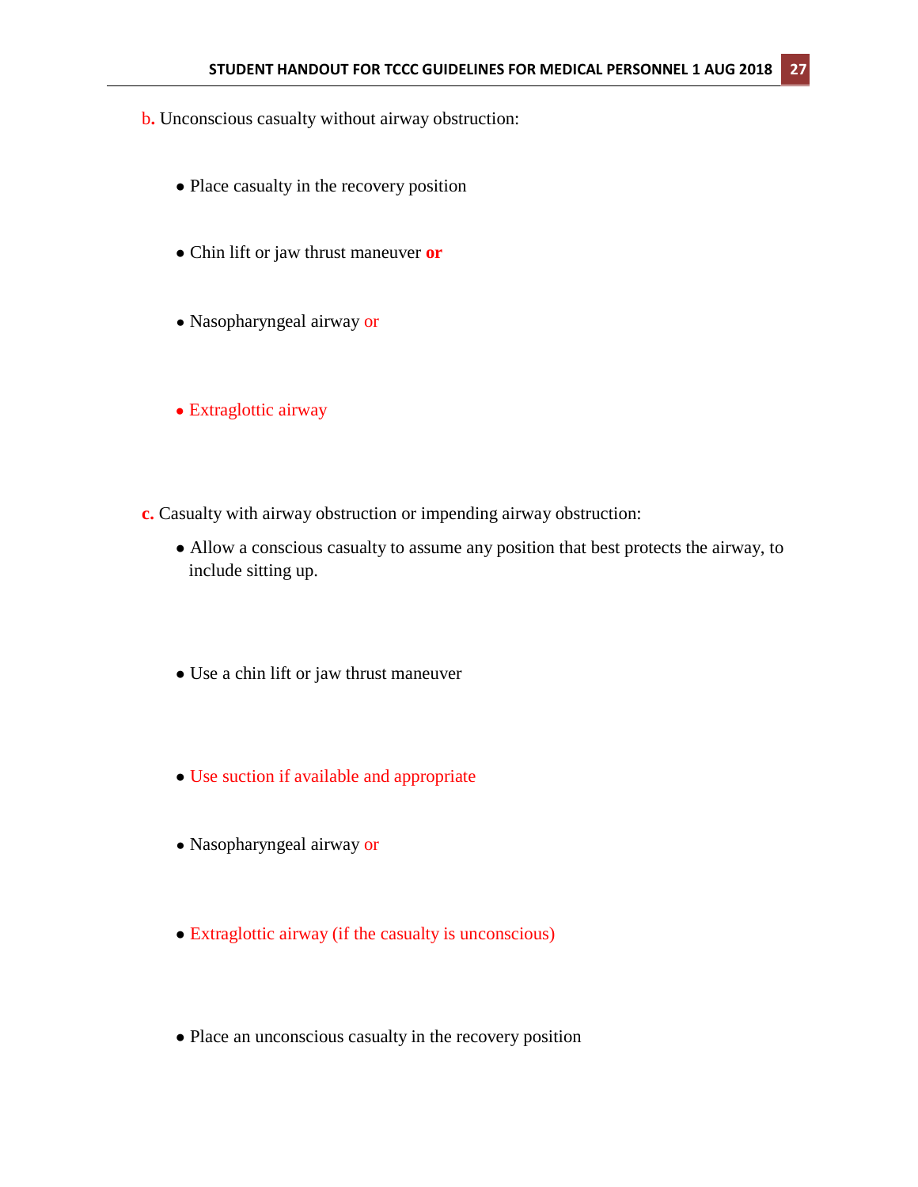b. Unconscious casualty without airway obstruction:

- Place casualty in the recovery position
- Chin lift or jaw thrust maneuver **or**
- Nasopharyngeal airway or
- Extraglottic airway

**c.** Casualty with airway obstruction or impending airway obstruction:

- Allow a conscious casualty to assume any position that best protects the airway, to include sitting up.
- Use a chin lift or jaw thrust maneuver
- Use suction if available and appropriate
- Nasopharyngeal airway or
- Extraglottic airway (if the casualty is unconscious)
- Place an unconscious casualty in the recovery position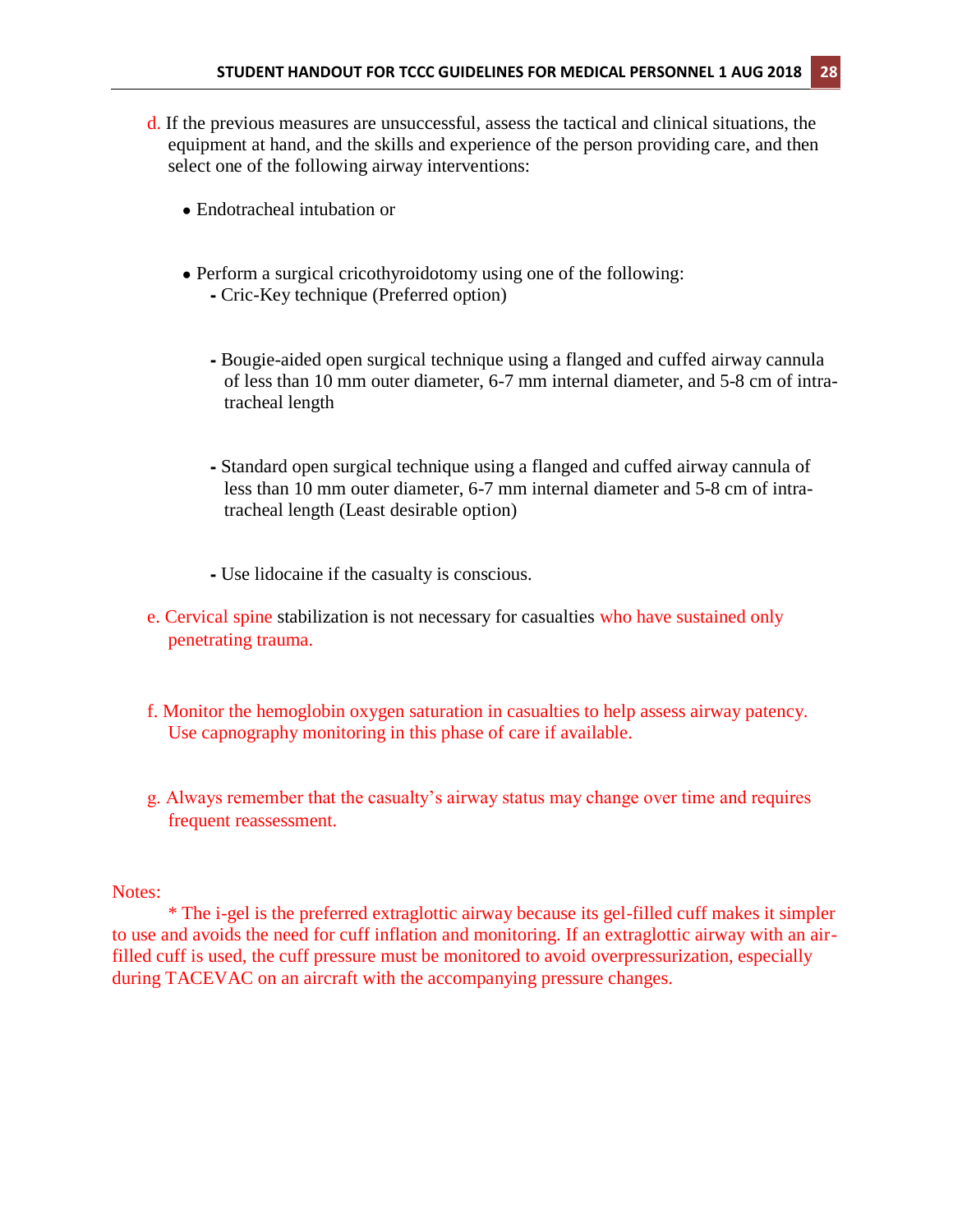d. If the previous measures are unsuccessful, assess the tactical and clinical situations, the equipment at hand, and the skills and experience of the person providing care, and then select one of the following airway interventions:

- Endotracheal intubation or

- Perform a surgical cricothyroidotomy using one of the following:
  - Cric-Key technique (Preferred option)

  - Bougie-aided open surgical technique using a flanged and cuffed airway cannula of less than 10 mm outer diameter, 6-7 mm internal diameter, and 5-8 cm of intra-tracheal length

  - Standard open surgical technique using a flanged and cuffed airway cannula of less than 10 mm outer diameter, 6-7 mm internal diameter and 5-8 cm of intra-tracheal length (Least desirable option)

  - Use lidocaine if the casualty is conscious.

e. Cervical spine stabilization is not necessary for casualties who have sustained only penetrating trauma.

f. Monitor the hemoglobin oxygen saturation in casualties to help assess airway patency. Use capnography monitoring in this phase of care if available.

g. Always remember that the casualty's airway status may change over time and requires frequent reassessment.

Notes:

\* The i-gel is the preferred extraglottic airway because its gel-filled cuff makes it simpler to use and avoids the need for cuff inflation and monitoring. If an extraglottic airway with an air-filled cuff is used, the cuff pressure must be monitored to avoid overpressurization, especially during TACEVAC on an aircraft with the accompanying pressure changes.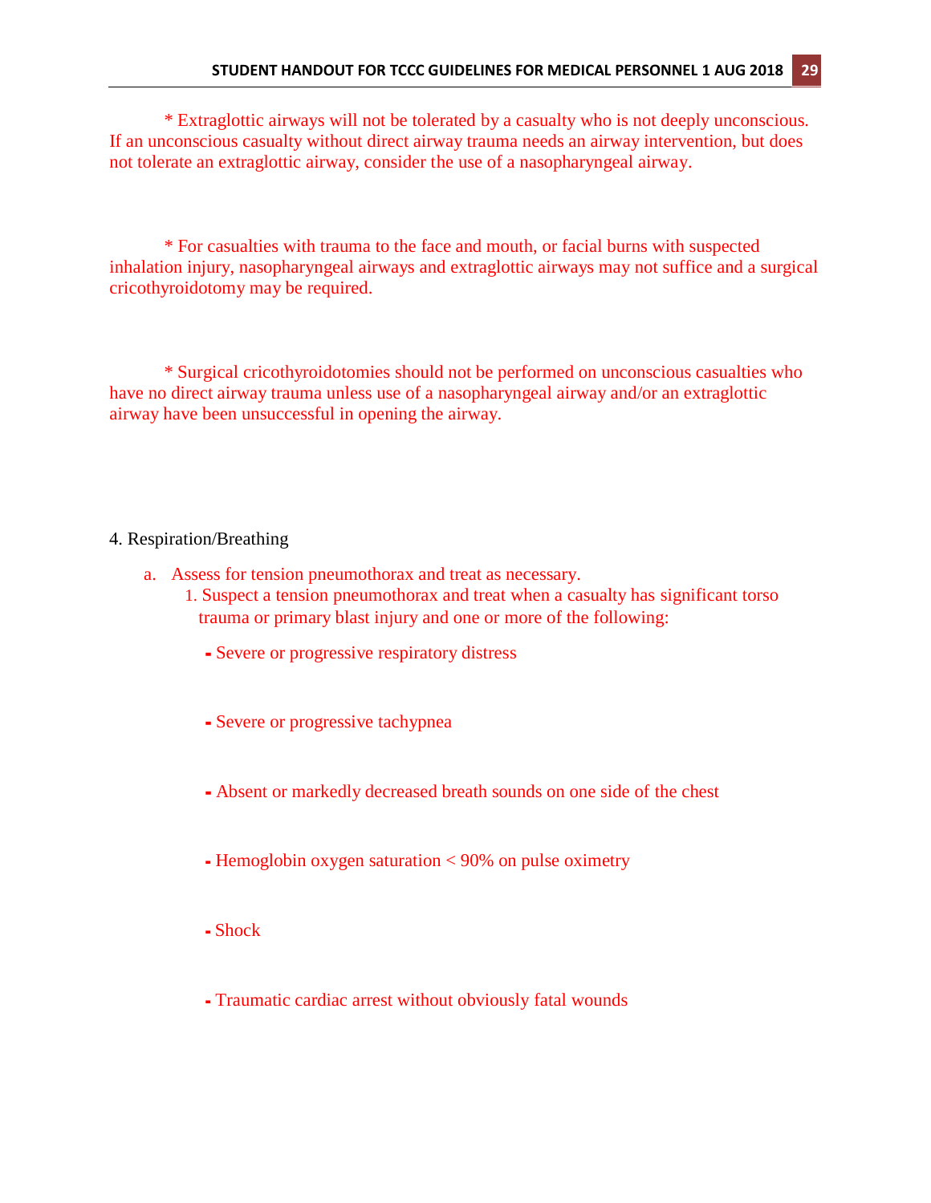* Extraglottic airways will not be tolerated by a casualty who is not deeply unconscious. If an unconscious casualty without direct airway trauma needs an airway intervention, but does not tolerate an extraglottic airway, consider the use of a nasopharyngeal airway.

* For casualties with trauma to the face and mouth, or facial burns with suspected inhalation injury, nasopharyngeal airways and extraglottic airways may not suffice and a surgical cricothyroidotomy may be required.

* Surgical cricothyroidotomies should not be performed on unconscious casualties who have no direct airway trauma unless use of a nasopharyngeal airway and/or an extraglottic airway have been unsuccessful in opening the airway.

4. Respiration/Breathing

a. Assess for tension pneumothorax and treat as necessary.

1. Suspect a tension pneumothorax and treat when a casualty has significant torso trauma or primary blast injury and one or more of the following:

- Severe or progressive respiratory distress
- Severe or progressive tachypnea
- Absent or markedly decreased breath sounds on one side of the chest
- Hemoglobin oxygen saturation < 90% on pulse oximetry
- Shock
- Traumatic cardiac arrest without obviously fatal wounds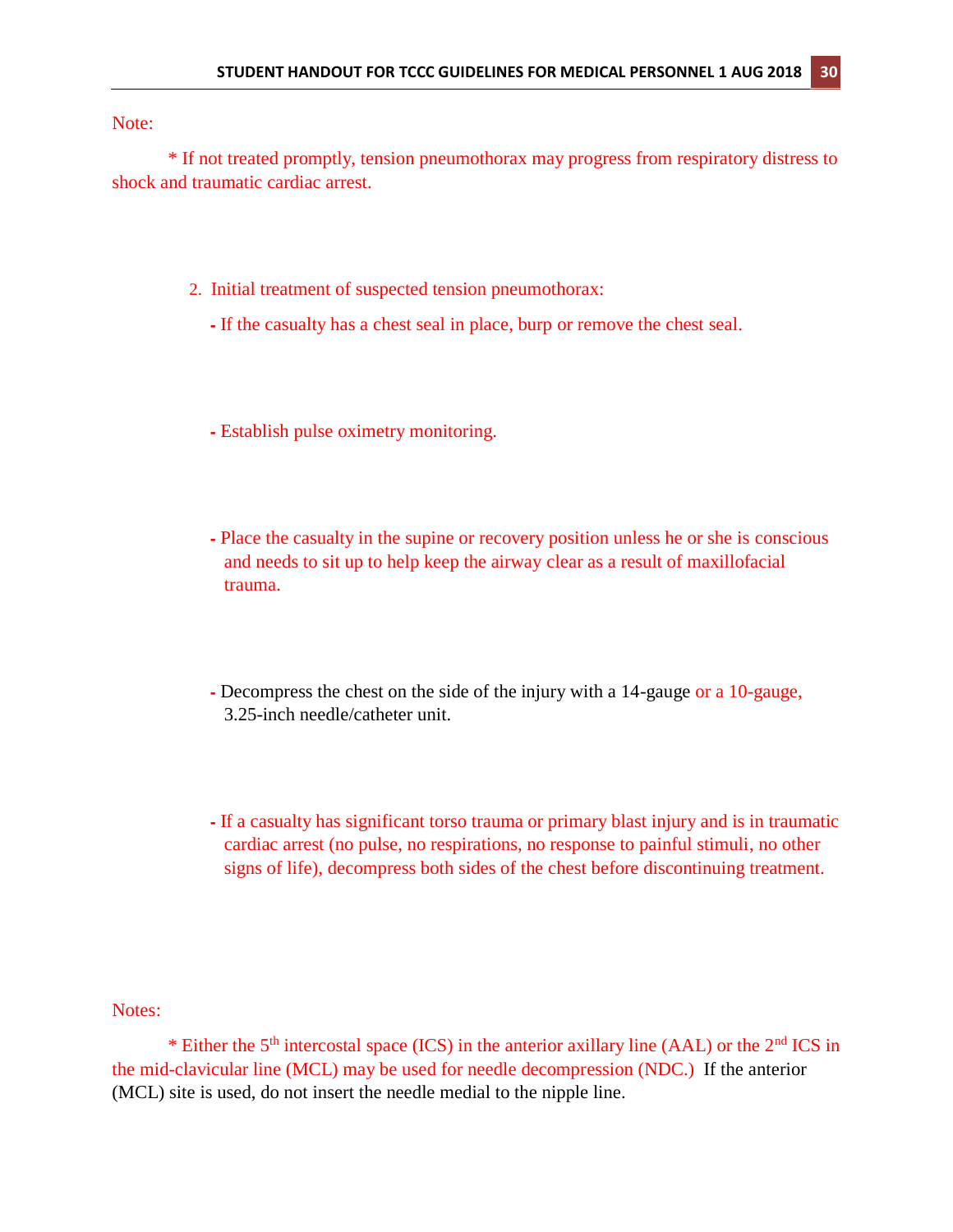Note:

* If not treated promptly, tension pneumothorax may progress from respiratory distress to shock and traumatic cardiac arrest.

2. Initial treatment of suspected tension pneumothorax:

- If the casualty has a chest seal in place, burp or remove the chest seal.

- Establish pulse oximetry monitoring.

- Place the casualty in the supine or recovery position unless he or she is conscious and needs to sit up to help keep the airway clear as a result of maxillofacial trauma.

- Decompress the chest on the side of the injury with a 14-gauge or a 10-gauge, 3.25-inch needle/catheter unit.

- If a casualty has significant torso trauma or primary blast injury and is in traumatic cardiac arrest (no pulse, no respirations, no response to painful stimuli, no other signs of life), decompress both sides of the chest before discontinuing treatment.

Notes:

* Either the 5th intercostal space (ICS) in the anterior axillary line (AAL) or the 2nd ICS in the mid-clavicular line (MCL) may be used for needle decompression (NDC.) If the anterior (MCL) site is used, do not insert the needle medial to the nipple line.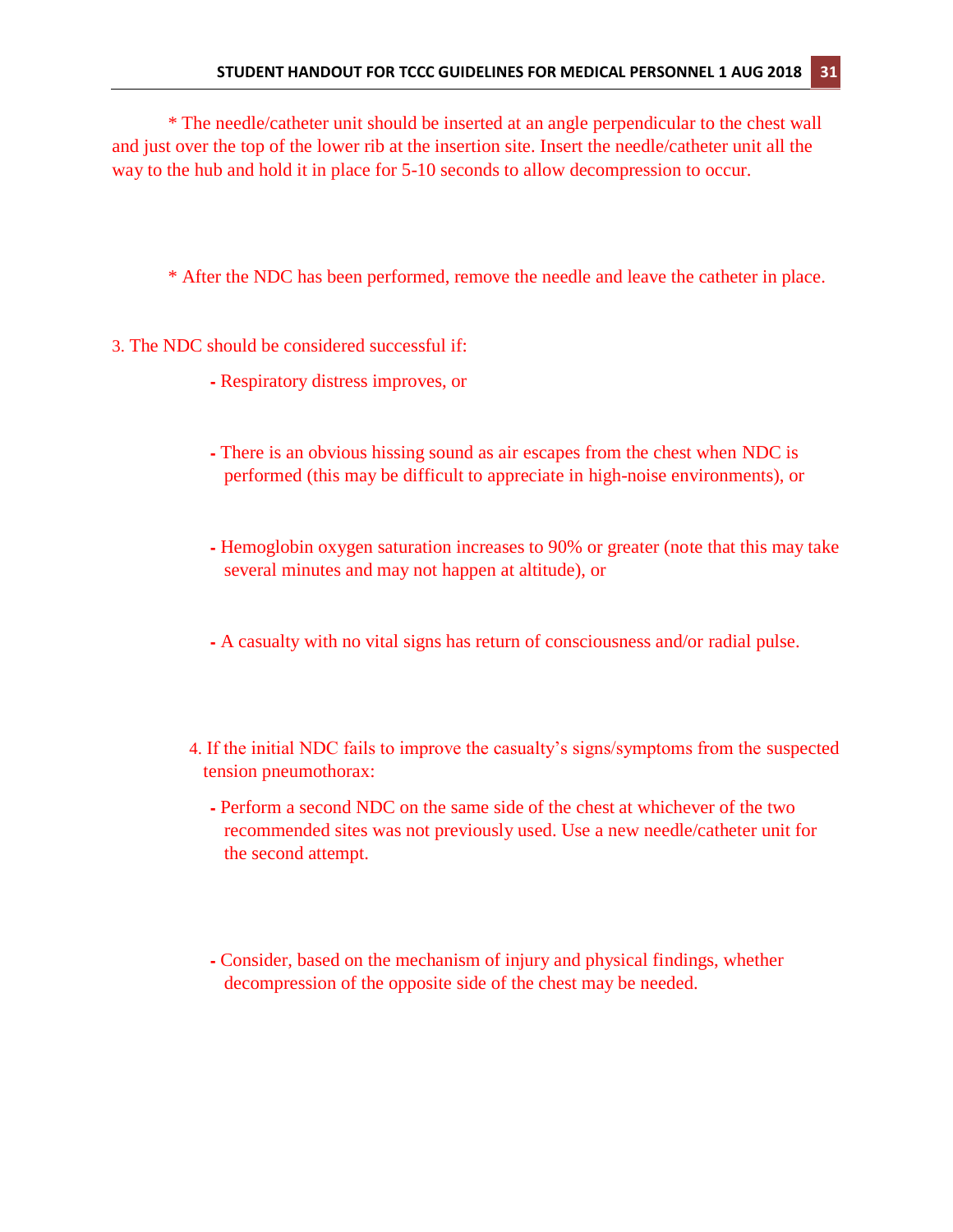* The needle/catheter unit should be inserted at an angle perpendicular to the chest wall and just over the top of the lower rib at the insertion site. Insert the needle/catheter unit all the way to the hub and hold it in place for 5-10 seconds to allow decompression to occur.

* After the NDC has been performed, remove the needle and leave the catheter in place.

3. The NDC should be considered successful if:

   - Respiratory distress improves, or

   - There is an obvious hissing sound as air escapes from the chest when NDC is performed (this may be difficult to appreciate in high-noise environments), or

   - Hemoglobin oxygen saturation increases to 90% or greater (note that this may take several minutes and may not happen at altitude), or

   - A casualty with no vital signs has return of consciousness and/or radial pulse.

4. If the initial NDC fails to improve the casualty's signs/symptoms from the suspected tension pneumothorax:

   - Perform a second NDC on the same side of the chest at whichever of the two recommended sites was not previously used. Use a new needle/catheter unit for the second attempt.

   - Consider, based on the mechanism of injury and physical findings, whether decompression of the opposite side of the chest may be needed.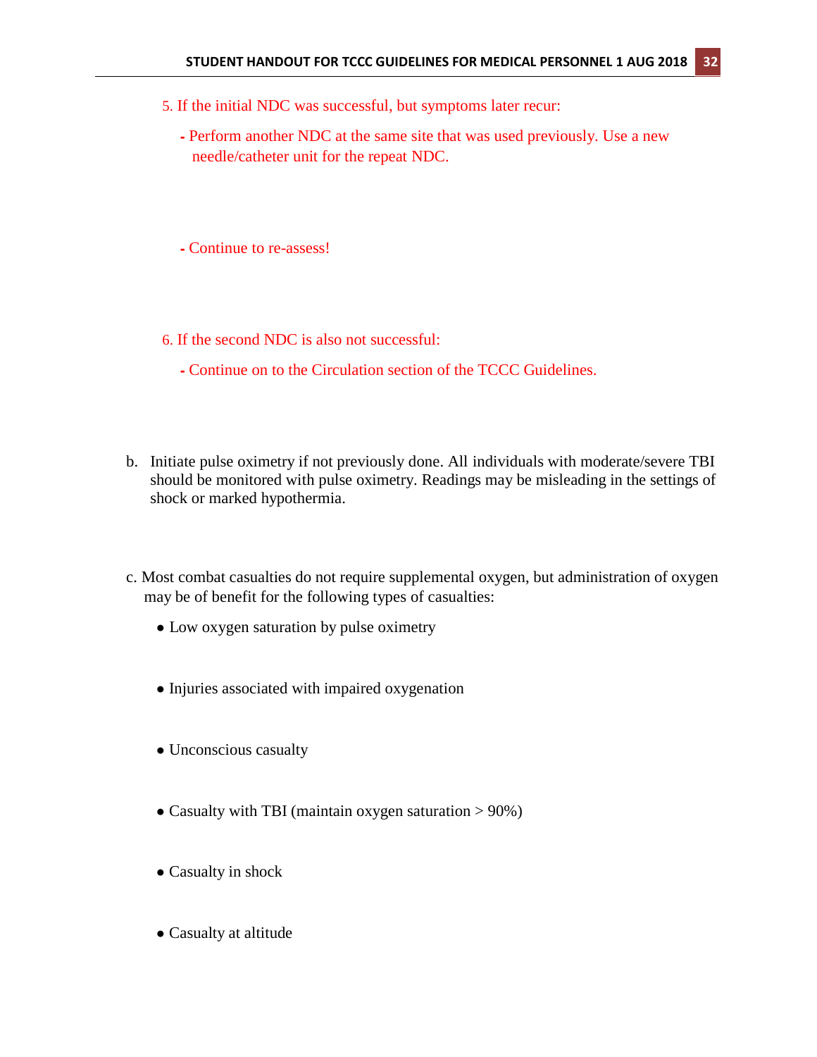5. If the initial NDC was successful, but symptoms later recur:

   - Perform another NDC at the same site that was used previously. Use a new needle/catheter unit for the repeat NDC.

   - Continue to re-assess!

6. If the second NDC is also not successful:

   - Continue on to the Circulation section of the TCCC Guidelines.

b. Initiate pulse oximetry if not previously done. All individuals with moderate/severe TBI should be monitored with pulse oximetry. Readings may be misleading in the settings of shock or marked hypothermia.

c. Most combat casualties do not require supplemental oxygen, but administration of oxygen may be of benefit for the following types of casualties:

   - Low oxygen saturation by pulse oximetry
   - Injuries associated with impaired oxygenation
   - Unconscious casualty
   - Casualty with TBI (maintain oxygen saturation > 90%)
   - Casualty in shock
   - Casualty at altitude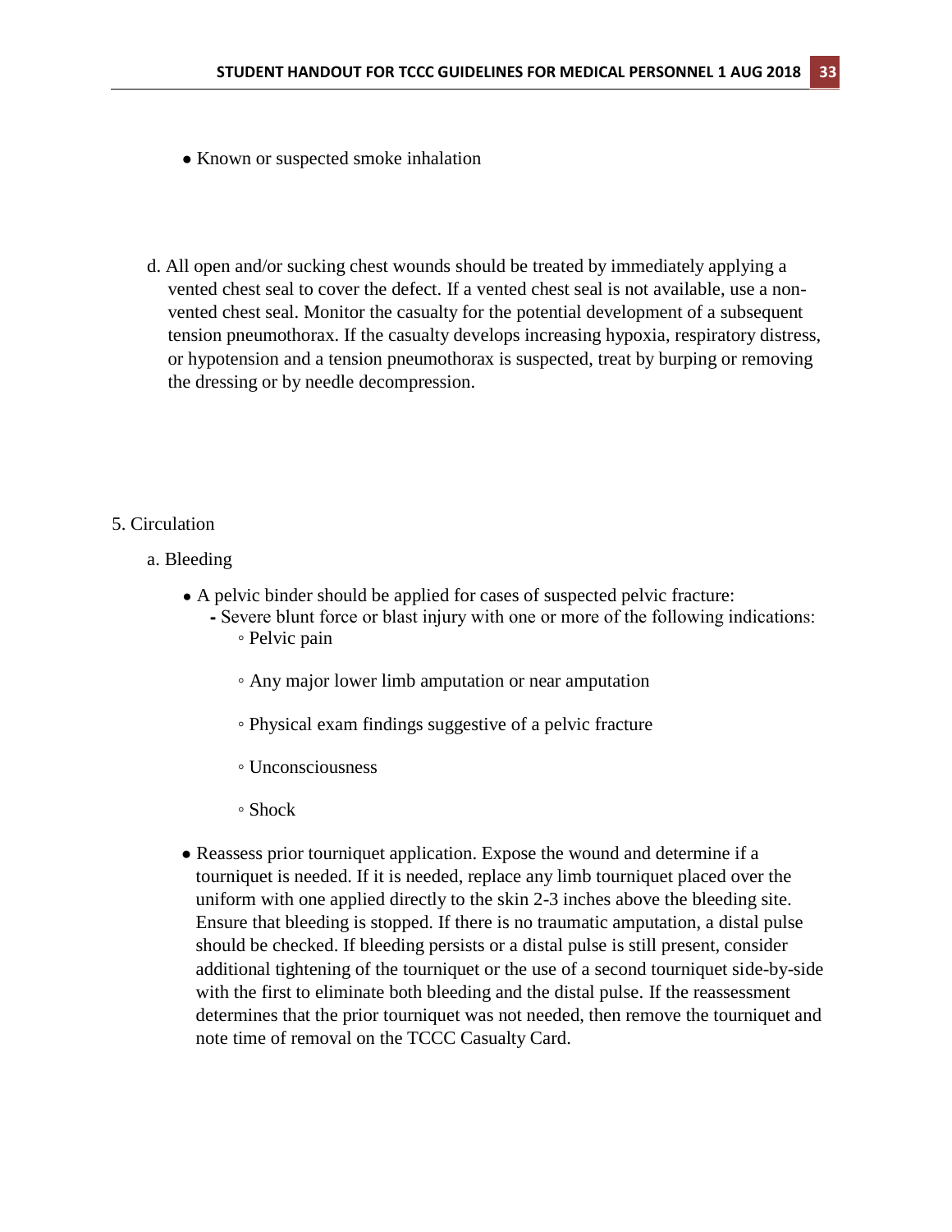- Known or suspected smoke inhalation

d. All open and/or sucking chest wounds should be treated by immediately applying a vented chest seal to cover the defect. If a vented chest seal is not available, use a non-vented chest seal. Monitor the casualty for the potential development of a subsequent tension pneumothorax. If the casualty develops increasing hypoxia, respiratory distress, or hypotension and a tension pneumothorax is suspected, treat by burping or removing the dressing or by needle decompression.

5. Circulation

a. Bleeding

- A pelvic binder should be applied for cases of suspected pelvic fracture:
  - Severe blunt force or blast injury with one or more of the following indications:
    - Pelvic pain
    - Any major lower limb amputation or near amputation
    - Physical exam findings suggestive of a pelvic fracture
    - Unconsciousness
    - Shock
- Reassess prior tourniquet application. Expose the wound and determine if a tourniquet is needed. If it is needed, replace any limb tourniquet placed over the uniform with one applied directly to the skin 2-3 inches above the bleeding site. Ensure that bleeding is stopped. If there is no traumatic amputation, a distal pulse should be checked. If bleeding persists or a distal pulse is still present, consider additional tightening of the tourniquet or the use of a second tourniquet side-by-side with the first to eliminate both bleeding and the distal pulse. If the reassessment determines that the prior tourniquet was not needed, then remove the tourniquet and note time of removal on the TCCC Casualty Card.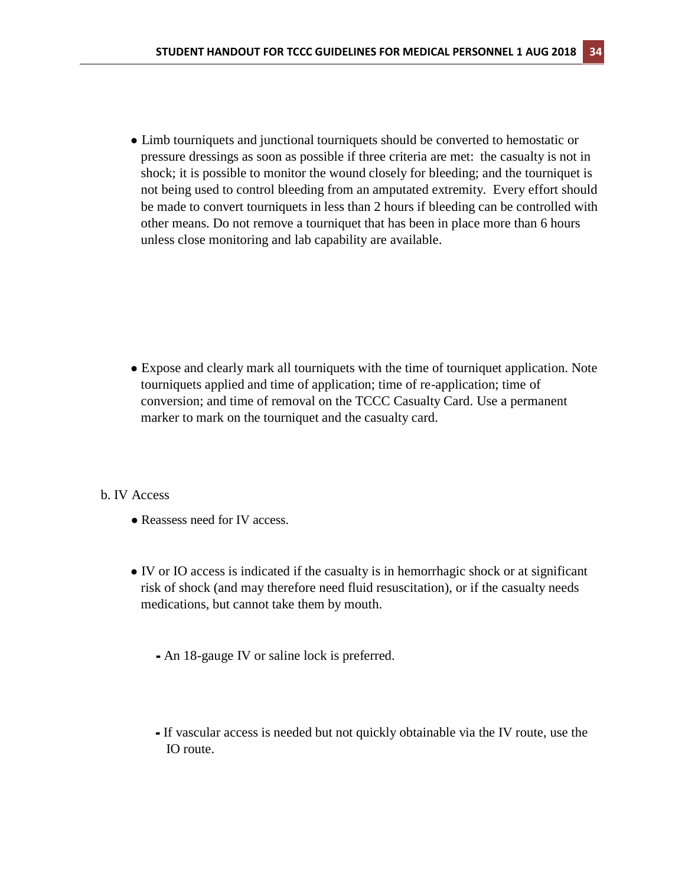- Limb tourniquets and junctional tourniquets should be converted to hemostatic or pressure dressings as soon as possible if three criteria are met: the casualty is not in shock; it is possible to monitor the wound closely for bleeding; and the tourniquet is not being used to control bleeding from an amputated extremity. Every effort should be made to convert tourniquets in less than 2 hours if bleeding can be controlled with other means. Do not remove a tourniquet that has been in place more than 6 hours unless close monitoring and lab capability are available.

- Expose and clearly mark all tourniquets with the time of tourniquet application. Note tourniquets applied and time of application; time of re-application; time of conversion; and time of removal on the TCCC Casualty Card. Use a permanent marker to mark on the tourniquet and the casualty card.

b. IV Access

- Reassess need for IV access.

- IV or IO access is indicated if the casualty is in hemorrhagic shock or at significant risk of shock (and may therefore need fluid resuscitation), or if the casualty needs medications, but cannot take them by mouth.

  - An 18-gauge IV or saline lock is preferred.

  - If vascular access is needed but not quickly obtainable via the IV route, use the IO route.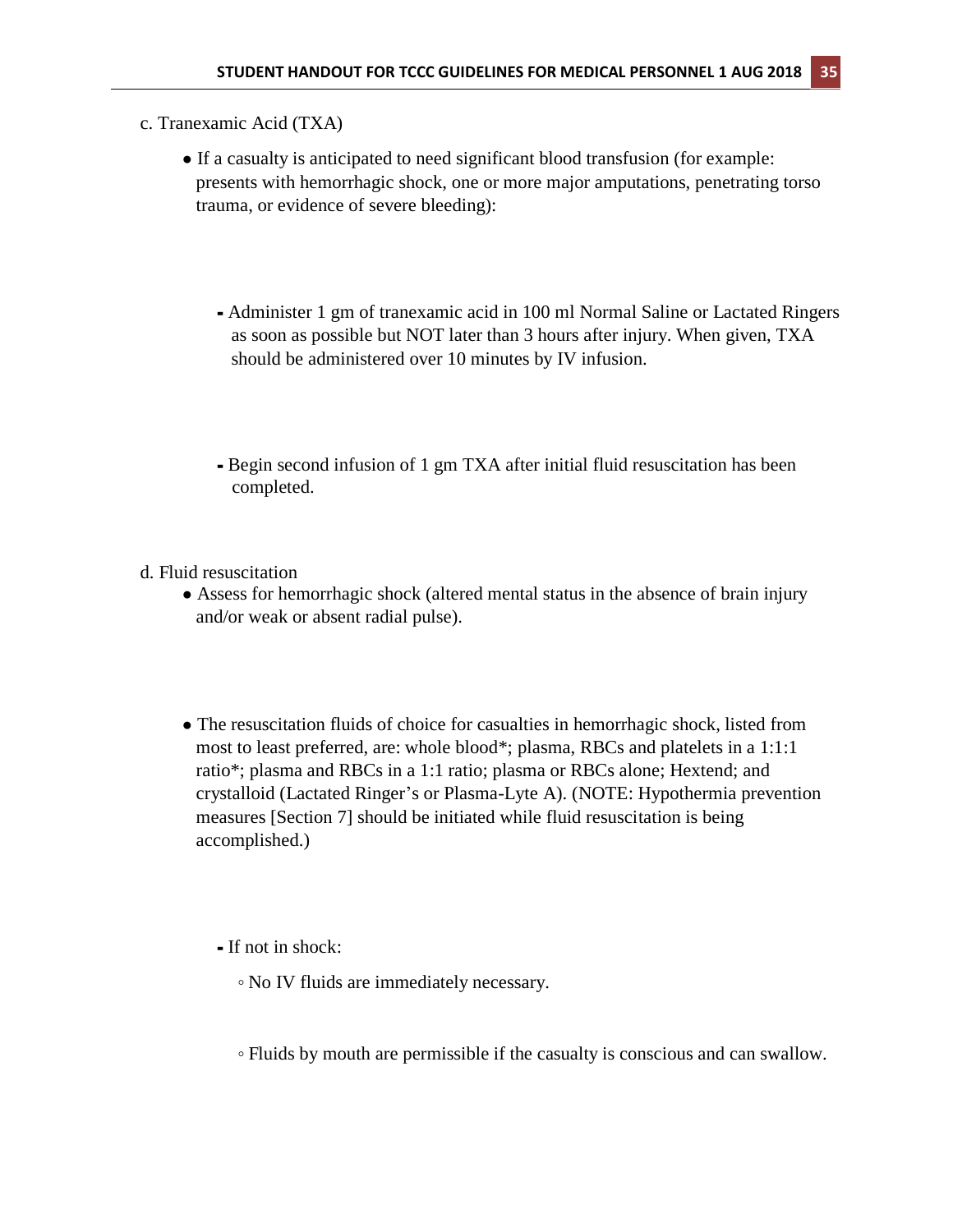c. Tranexamic Acid (TXA)

- If a casualty is anticipated to need significant blood transfusion (for example: presents with hemorrhagic shock, one or more major amputations, penetrating torso trauma, or evidence of severe bleeding):

  - Administer 1 gm of tranexamic acid in 100 ml Normal Saline or Lactated Ringers as soon as possible but NOT later than 3 hours after injury. When given, TXA should be administered over 10 minutes by IV infusion.

  - Begin second infusion of 1 gm TXA after initial fluid resuscitation has been completed.

d. Fluid resuscitation

- Assess for hemorrhagic shock (altered mental status in the absence of brain injury and/or weak or absent radial pulse).

- The resuscitation fluids of choice for casualties in hemorrhagic shock, listed from most to least preferred, are: whole blood*; plasma, RBCs and platelets in a 1:1:1 ratio*; plasma and RBCs in a 1:1 ratio; plasma or RBCs alone; Hextend; and crystalloid (Lactated Ringer's or Plasma-Lyte A). (NOTE: Hypothermia prevention measures [Section 7] should be initiated while fluid resuscitation is being accomplished.)

  - If not in shock:

    - No IV fluids are immediately necessary.

    - Fluids by mouth are permissible if the casualty is conscious and can swallow.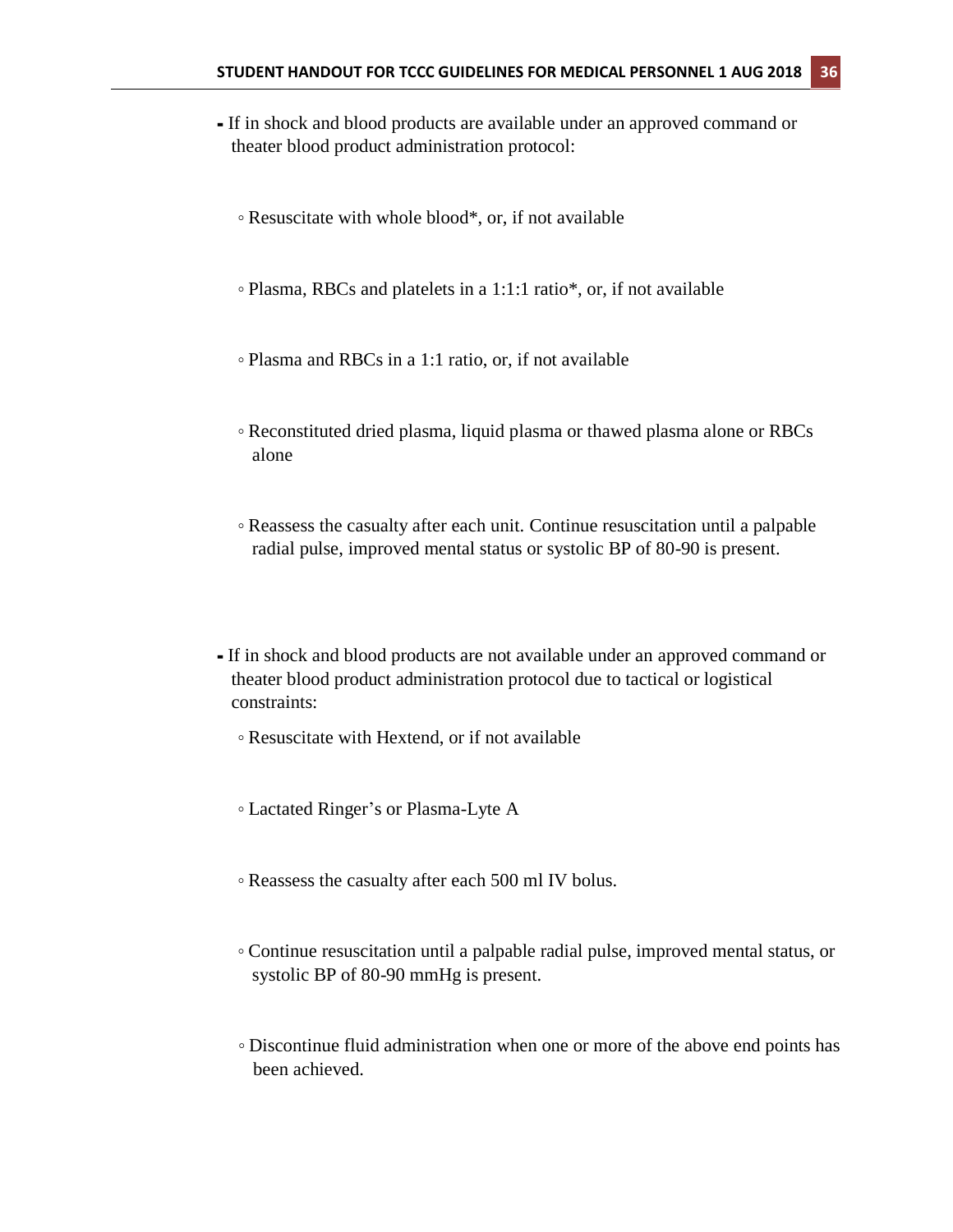- If in shock and blood products are available under an approved command or theater blood product administration protocol:
  - Resuscitate with whole blood*, or, if not available
  - Plasma, RBCs and platelets in a 1:1:1 ratio*, or, if not available
  - Plasma and RBCs in a 1:1 ratio, or, if not available
  - Reconstituted dried plasma, liquid plasma or thawed plasma alone or RBCs alone
  - Reassess the casualty after each unit. Continue resuscitation until a palpable radial pulse, improved mental status or systolic BP of 80-90 is present.

- If in shock and blood products are not available under an approved command or theater blood product administration protocol due to tactical or logistical constraints:
  - Resuscitate with Hextend, or if not available
  - Lactated Ringer's or Plasma-Lyte A
  - Reassess the casualty after each 500 ml IV bolus.
  - Continue resuscitation until a palpable radial pulse, improved mental status, or systolic BP of 80-90 mmHg is present.
  - Discontinue fluid administration when one or more of the above end points has been achieved.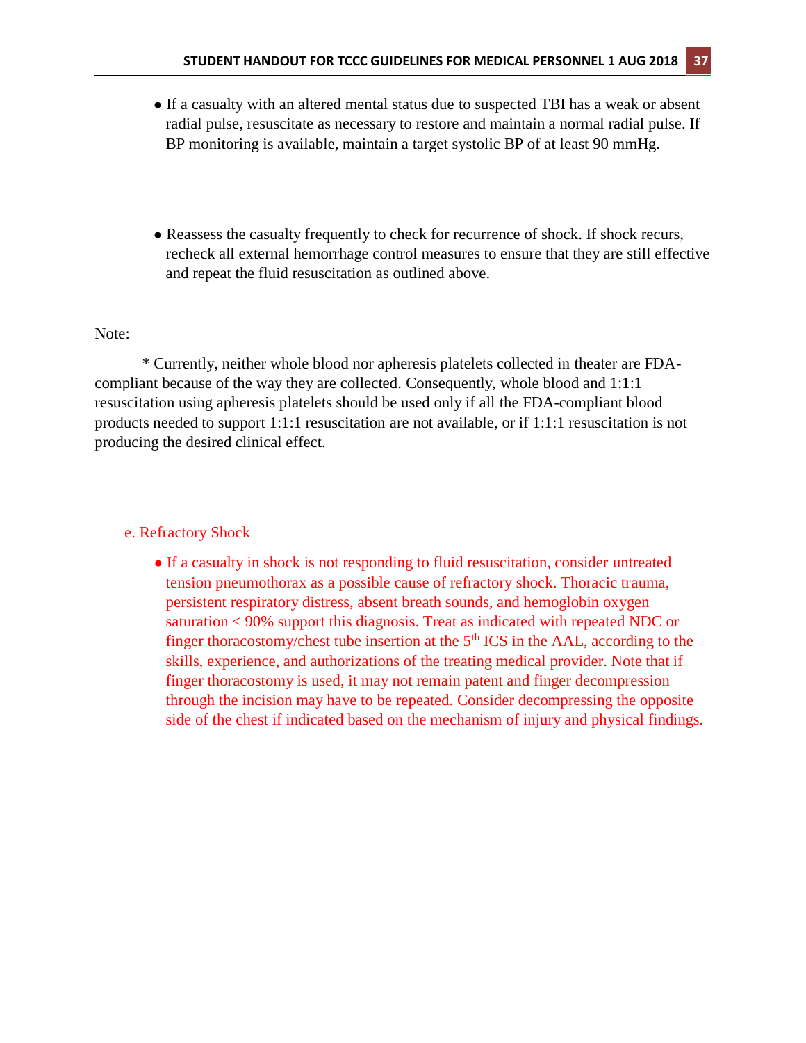- If a casualty with an altered mental status due to suspected TBI has a weak or absent radial pulse, resuscitate as necessary to restore and maintain a normal radial pulse. If BP monitoring is available, maintain a target systolic BP of at least 90 mmHg.

- Reassess the casualty frequently to check for recurrence of shock. If shock recurs, recheck all external hemorrhage control measures to ensure that they are still effective and repeat the fluid resuscitation as outlined above.

Note:

* Currently, neither whole blood nor apheresis platelets collected in theater are FDA-compliant because of the way they are collected. Consequently, whole blood and 1:1:1 resuscitation using apheresis platelets should be used only if all the FDA-compliant blood products needed to support 1:1:1 resuscitation are not available, or if 1:1:1 resuscitation is not producing the desired clinical effect.

e. Refractory Shock

- If a casualty in shock is not responding to fluid resuscitation, consider untreated tension pneumothorax as a possible cause of refractory shock. Thoracic trauma, persistent respiratory distress, absent breath sounds, and hemoglobin oxygen saturation < 90% support this diagnosis. Treat as indicated with repeated NDC or finger thoracostomy/chest tube insertion at the 5th ICS in the AAL, according to the skills, experience, and authorizations of the treating medical provider. Note that if finger thoracostomy is used, it may not remain patent and finger decompression through the incision may have to be repeated. Consider decompressing the opposite side of the chest if indicated based on the mechanism of injury and physical findings.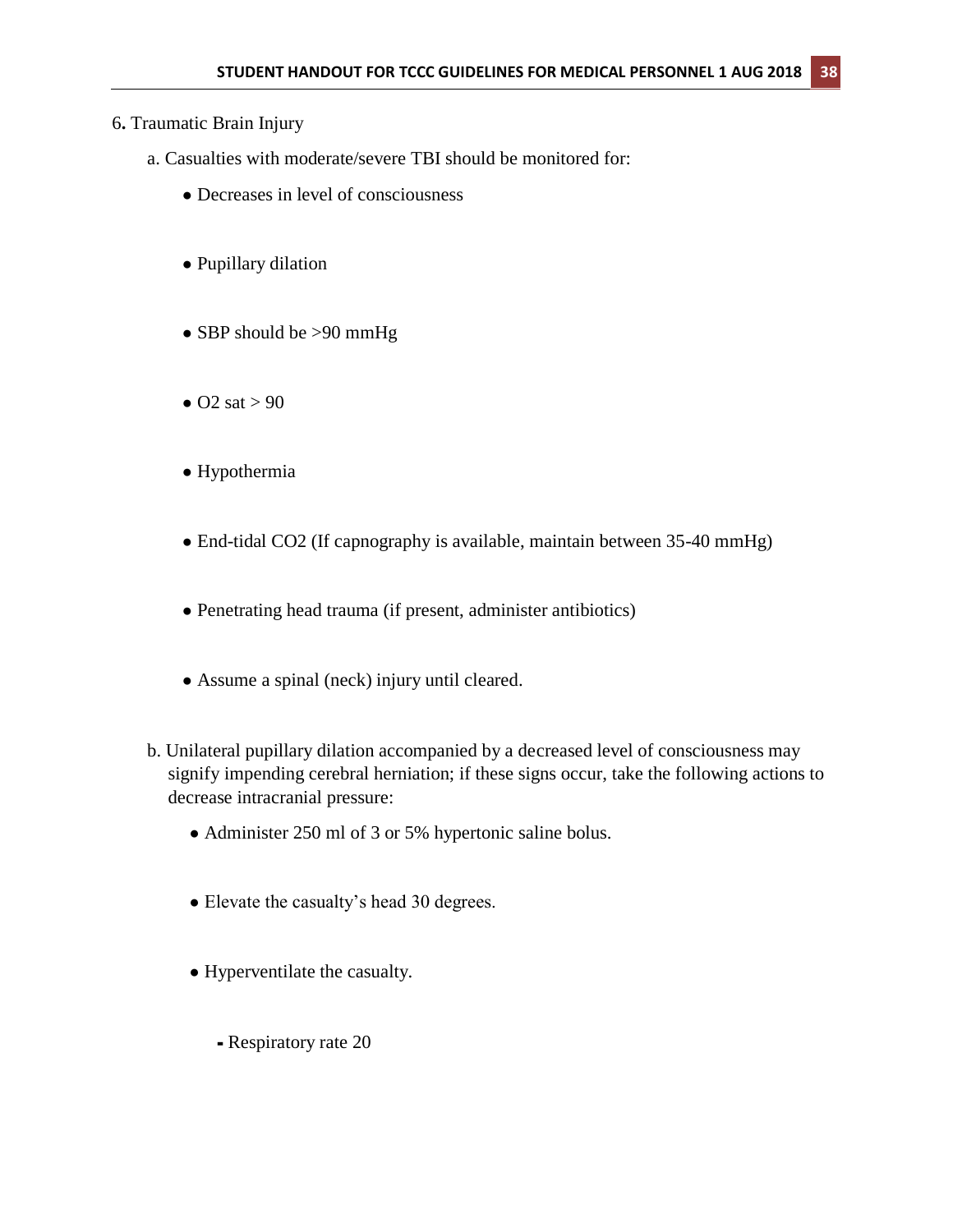6. Traumatic Brain Injury

a. Casualties with moderate/severe TBI should be monitored for:

- Decreases in level of consciousness
- Pupillary dilation
- SBP should be >90 mmHg
- O2 sat > 90
- Hypothermia
- End-tidal CO2 (If capnography is available, maintain between 35-40 mmHg)
- Penetrating head trauma (if present, administer antibiotics)
- Assume a spinal (neck) injury until cleared.

b. Unilateral pupillary dilation accompanied by a decreased level of consciousness may signify impending cerebral herniation; if these signs occur, take the following actions to decrease intracranial pressure:

- Administer 250 ml of 3 or 5% hypertonic saline bolus.
- Elevate the casualty's head 30 degrees.
- Hyperventilate the casualty.
  - Respiratory rate 20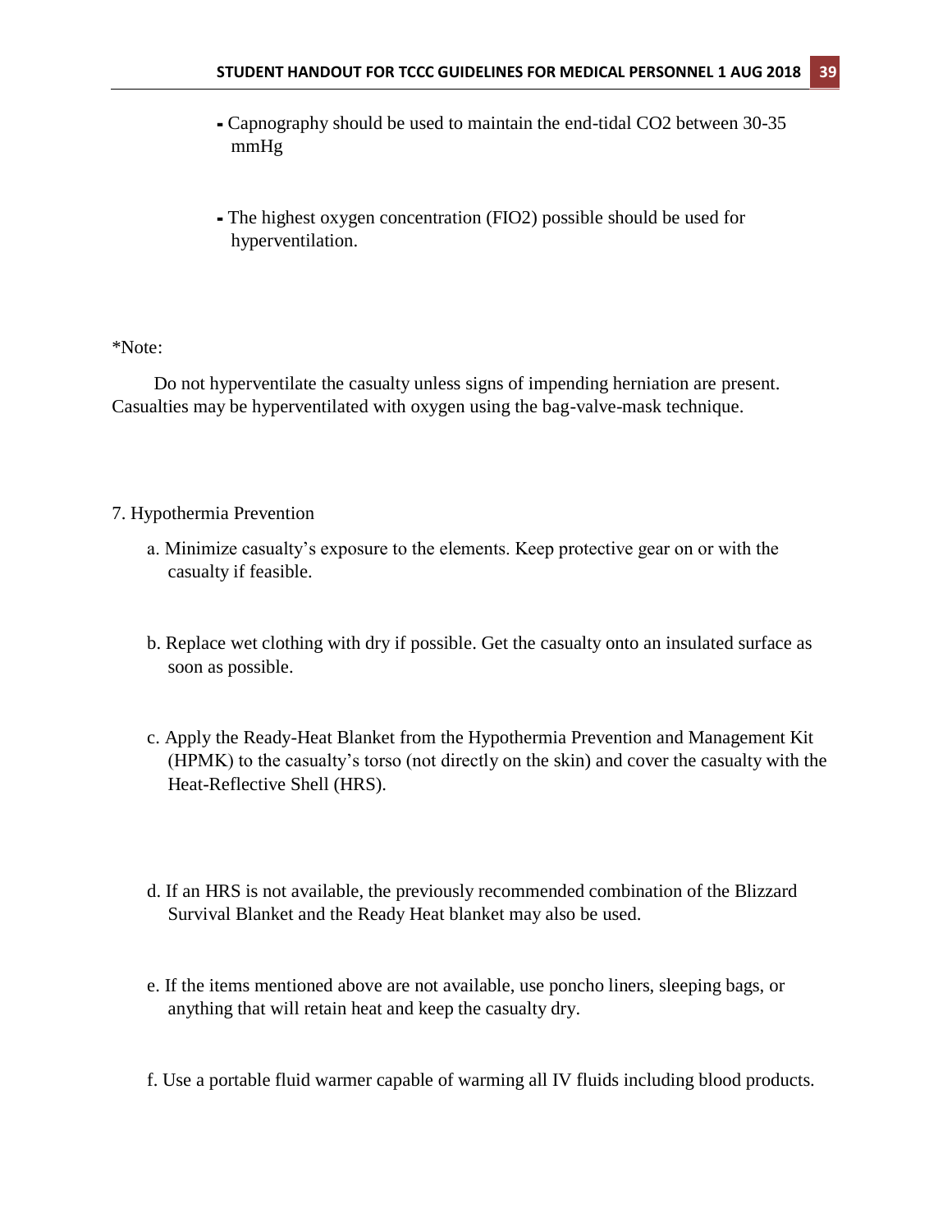- Capnography should be used to maintain the end-tidal $CO_2$ between 30-35 mmHg

- The highest oxygen concentration ($FIO_2$) possible should be used for hyperventilation.

*Note:

Do not hyperventilate the casualty unless signs of impending herniation are present. Casualties may be hyperventilated with oxygen using the bag-valve-mask technique.

7. Hypothermia Prevention

   a. Minimize casualty's exposure to the elements. Keep protective gear on or with the casualty if feasible.

   b. Replace wet clothing with dry if possible. Get the casualty onto an insulated surface as soon as possible.

   c. Apply the Ready-Heat Blanket from the Hypothermia Prevention and Management Kit (HPMK) to the casualty's torso (not directly on the skin) and cover the casualty with the Heat-Reflective Shell (HRS).

   d. If an HRS is not available, the previously recommended combination of the Blizzard Survival Blanket and the Ready Heat blanket may also be used.

   e. If the items mentioned above are not available, use poncho liners, sleeping bags, or anything that will retain heat and keep the casualty dry.

   f. Use a portable fluid warmer capable of warming all IV fluids including blood products.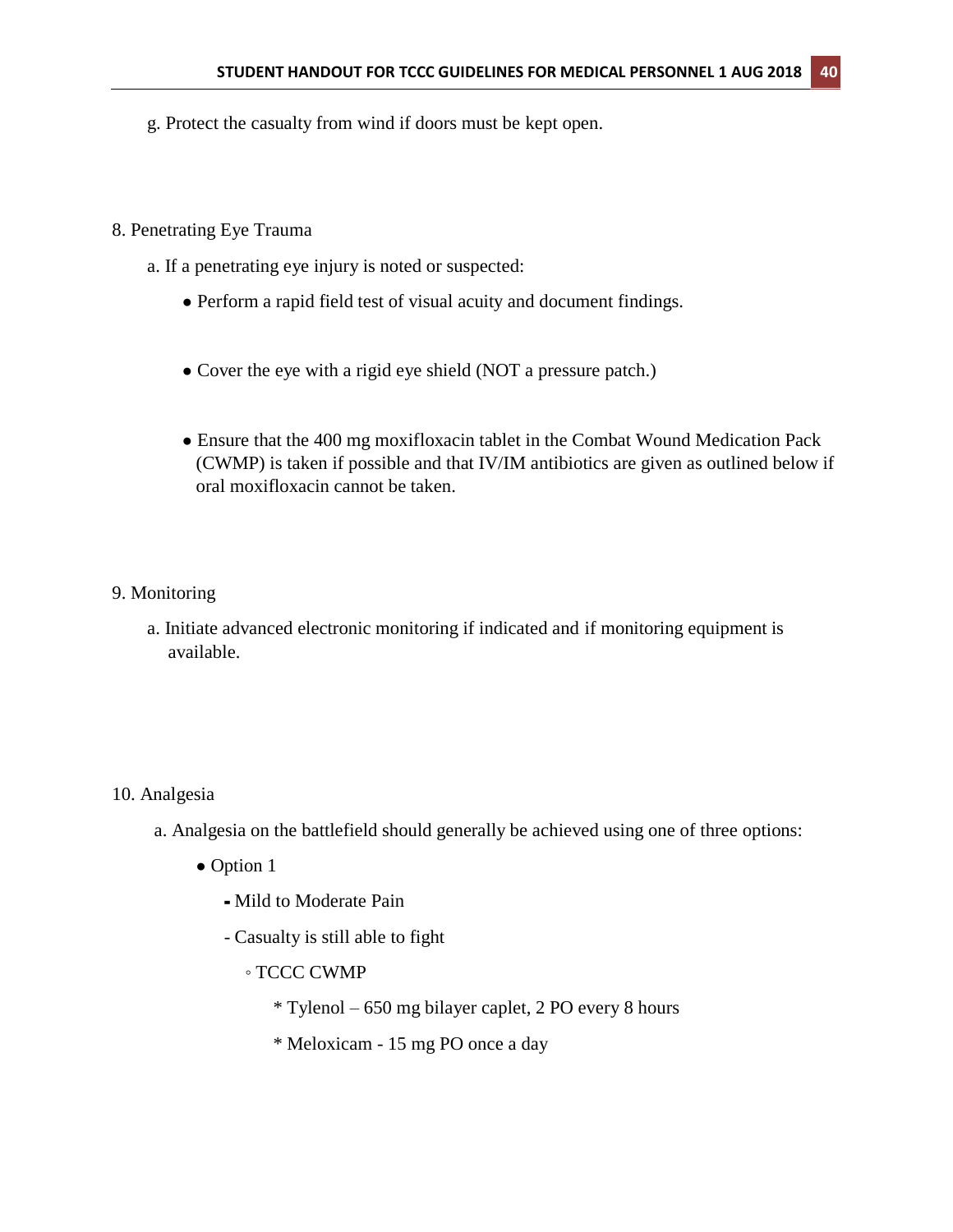g. Protect the casualty from wind if doors must be kept open.

8. Penetrating Eye Trauma

a. If a penetrating eye injury is noted or suspected:

- Perform a rapid field test of visual acuity and document findings.

- Cover the eye with a rigid eye shield (NOT a pressure patch.)

- Ensure that the 400 mg moxifloxacin tablet in the Combat Wound Medication Pack (CWMP) is taken if possible and that IV/IM antibiotics are given as outlined below if oral moxifloxacin cannot be taken.

9. Monitoring

a. Initiate advanced electronic monitoring if indicated and if monitoring equipment is available.

10. Analgesia

a. Analgesia on the battlefield should generally be achieved using one of three options:

- Option 1
  - Mild to Moderate Pain
  - Casualty is still able to fight
    - TCCC CWMP
      - * Tylenol – 650 mg bilayer caplet, 2 PO every 8 hours
      - * Meloxicam - 15 mg PO once a day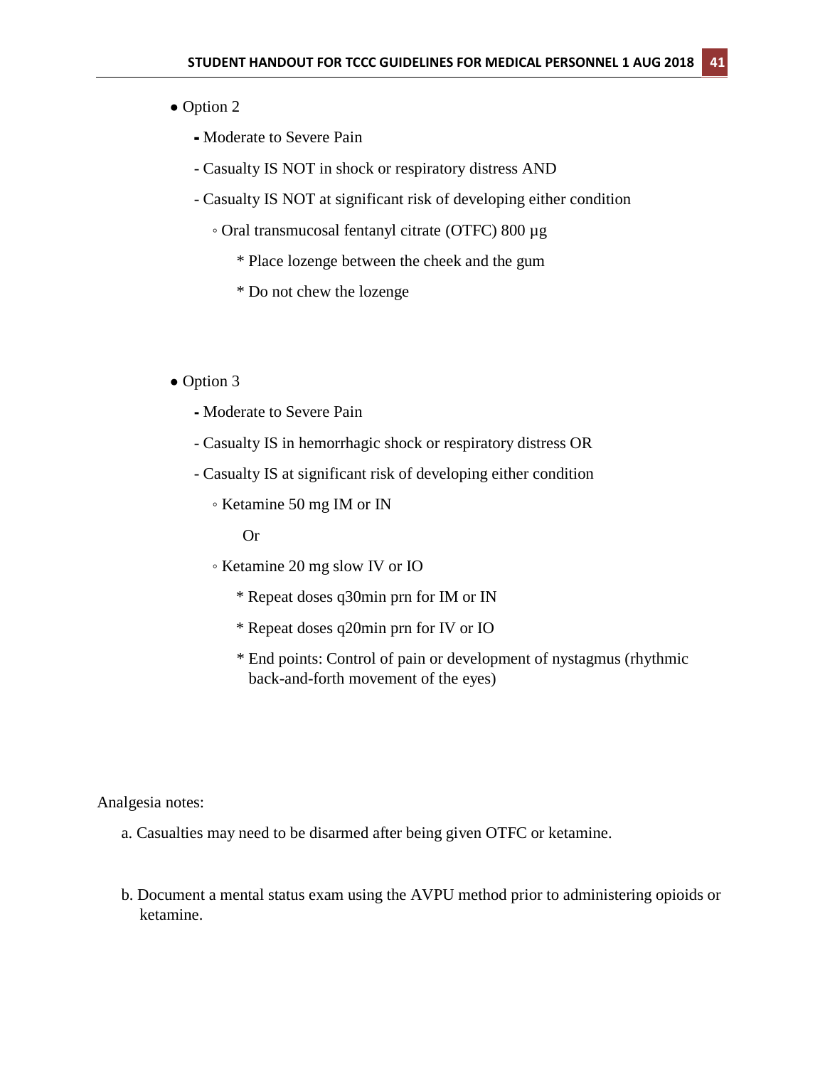- Option 2
  - Moderate to Severe Pain
  - Casualty IS NOT in shock or respiratory distress AND
  - Casualty IS NOT at significant risk of developing either condition
    - Oral transmucosal fentanyl citrate (OTFC) 800 µg
      * Place lozenge between the cheek and the gum
      * Do not chew the lozenge

- Option 3
  - Moderate to Severe Pain
  - Casualty IS in hemorrhagic shock or respiratory distress OR
  - Casualty IS at significant risk of developing either condition
    - Ketamine 50 mg IM or IN

      Or

    - Ketamine 20 mg slow IV or IO
      * Repeat doses q30min prn for IM or IN
      * Repeat doses q20min prn for IV or IO
      * End points: Control of pain or development of nystagmus (rhythmic back-and-forth movement of the eyes)

Analgesia notes:

a. Casualties may need to be disarmed after being given OTFC or ketamine.

b. Document a mental status exam using the AVPU method prior to administering opioids or ketamine.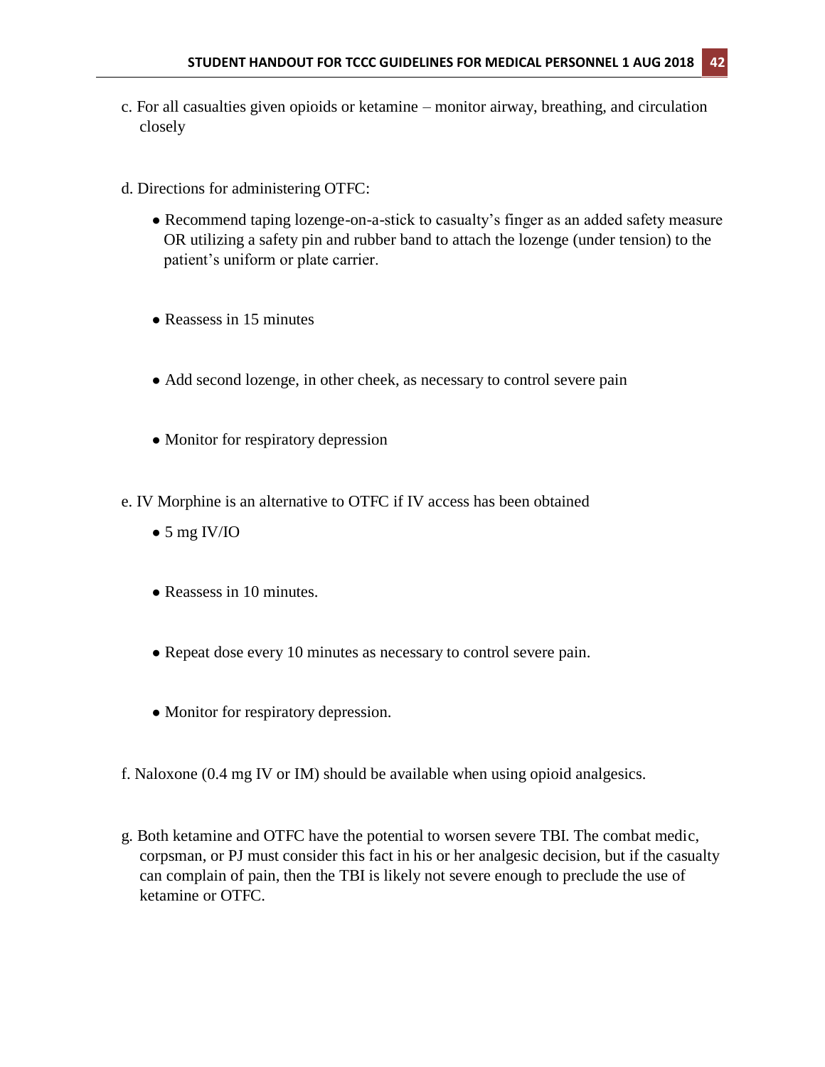c. For all casualties given opioids or ketamine – monitor airway, breathing, and circulation closely

d. Directions for administering OTFC:

- Recommend taping lozenge-on-a-stick to casualty's finger as an added safety measure OR utilizing a safety pin and rubber band to attach the lozenge (under tension) to the patient's uniform or plate carrier.
- Reassess in 15 minutes
- Add second lozenge, in other cheek, as necessary to control severe pain
- Monitor for respiratory depression

e. IV Morphine is an alternative to OTFC if IV access has been obtained

- 5 mg IV/IO
- Reassess in 10 minutes.
- Repeat dose every 10 minutes as necessary to control severe pain.
- Monitor for respiratory depression.

f. Naloxone (0.4 mg IV or IM) should be available when using opioid analgesics.

g. Both ketamine and OTFC have the potential to worsen severe TBI. The combat medic, corpsman, or PJ must consider this fact in his or her analgesic decision, but if the casualty can complain of pain, then the TBI is likely not severe enough to preclude the use of ketamine or OTFC.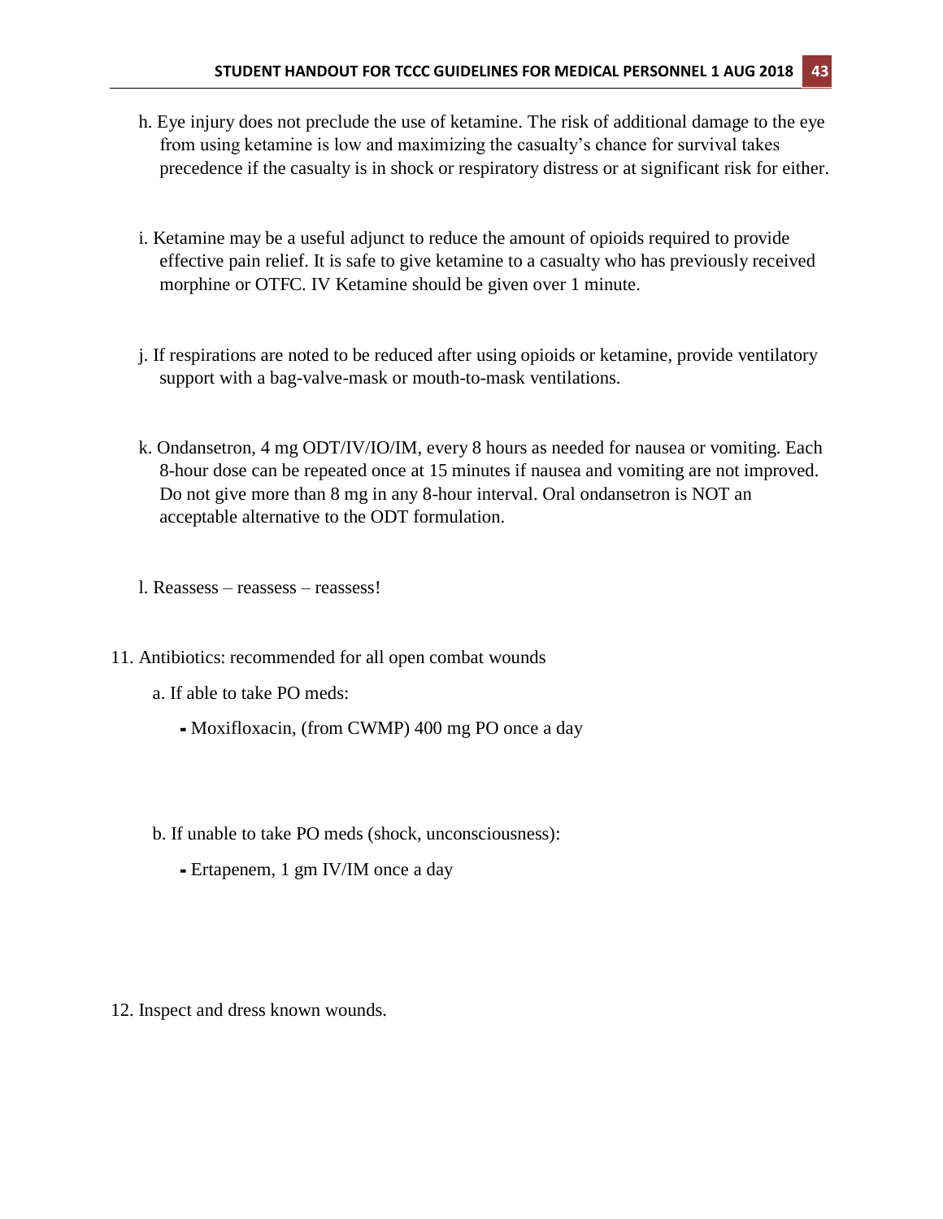h. Eye injury does not preclude the use of ketamine. The risk of additional damage to the eye from using ketamine is low and maximizing the casualty's chance for survival takes precedence if the casualty is in shock or respiratory distress or at significant risk for either.

i. Ketamine may be a useful adjunct to reduce the amount of opioids required to provide effective pain relief. It is safe to give ketamine to a casualty who has previously received morphine or OTFC. IV Ketamine should be given over 1 minute.

j. If respirations are noted to be reduced after using opioids or ketamine, provide ventilatory support with a bag-valve-mask or mouth-to-mask ventilations.

k. Ondansetron, 4 mg ODT/IV/IO/IM, every 8 hours as needed for nausea or vomiting. Each 8-hour dose can be repeated once at 15 minutes if nausea and vomiting are not improved. Do not give more than 8 mg in any 8-hour interval. Oral ondansetron is NOT an acceptable alternative to the ODT formulation.

l. Reassess – reassess – reassess!

11. Antibiotics: recommended for all open combat wounds

   a. If able to take PO meds:

   - Moxifloxacin, (from CWMP) 400 mg PO once a day

   b. If unable to take PO meds (shock, unconsciousness):

   - Ertapenem, 1 gm IV/IM once a day

12. Inspect and dress known wounds.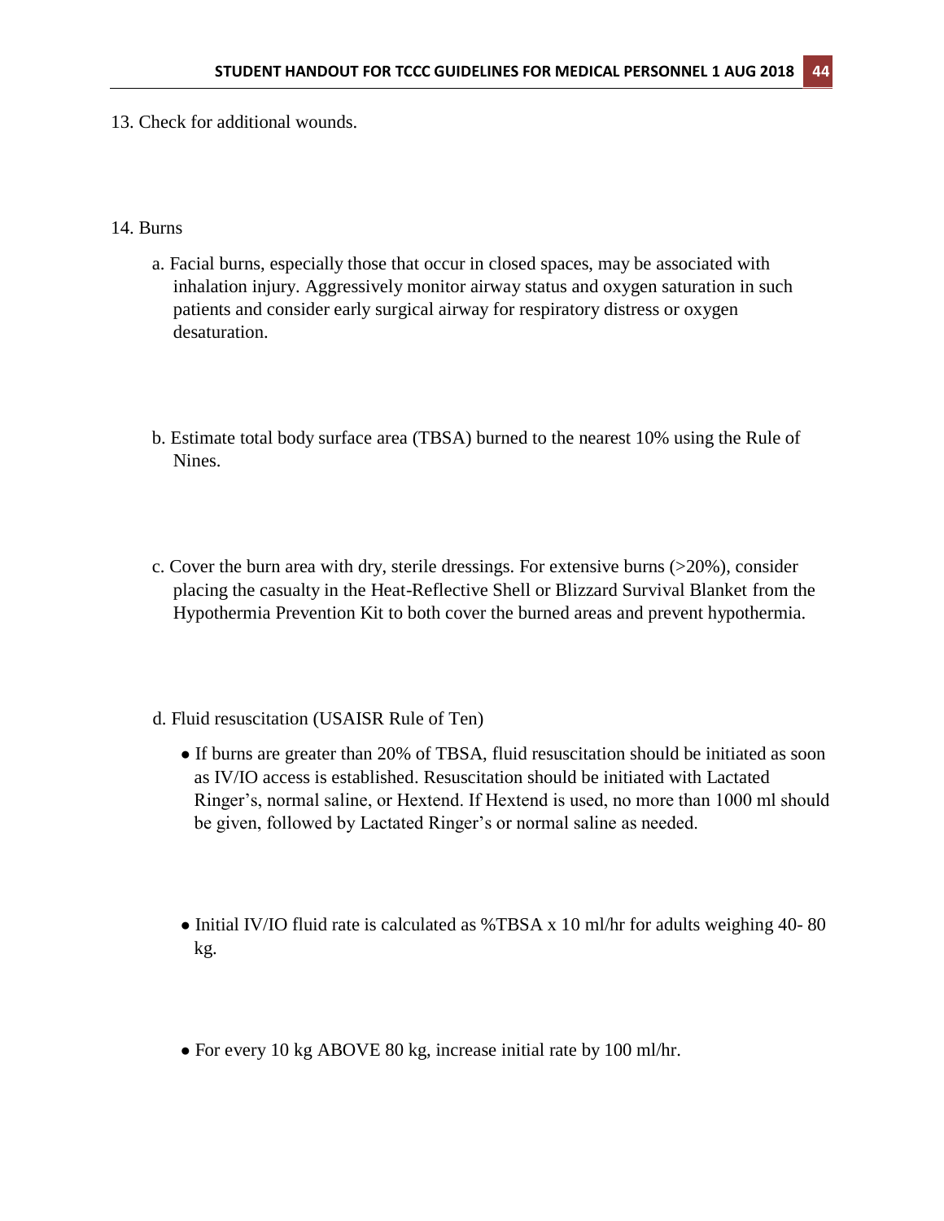13. Check for additional wounds.

14. Burns

   a. Facial burns, especially those that occur in closed spaces, may be associated with inhalation injury. Aggressively monitor airway status and oxygen saturation in such patients and consider early surgical airway for respiratory distress or oxygen desaturation.

   b. Estimate total body surface area (TBSA) burned to the nearest 10% using the Rule of Nines.

   c. Cover the burn area with dry, sterile dressings. For extensive burns (>20%), consider placing the casualty in the Heat-Reflective Shell or Blizzard Survival Blanket from the Hypothermia Prevention Kit to both cover the burned areas and prevent hypothermia.

   d. Fluid resuscitation (USAISR Rule of Ten)

      - If burns are greater than 20% of TBSA, fluid resuscitation should be initiated as soon as IV/IO access is established. Resuscitation should be initiated with Lactated Ringer's, normal saline, or Hextend. If Hextend is used, no more than 1000 ml should be given, followed by Lactated Ringer's or normal saline as needed.

      - Initial IV/IO fluid rate is calculated as %TBSA x 10 ml/hr for adults weighing 40- 80 kg.

      - For every 10 kg ABOVE 80 kg, increase initial rate by 100 ml/hr.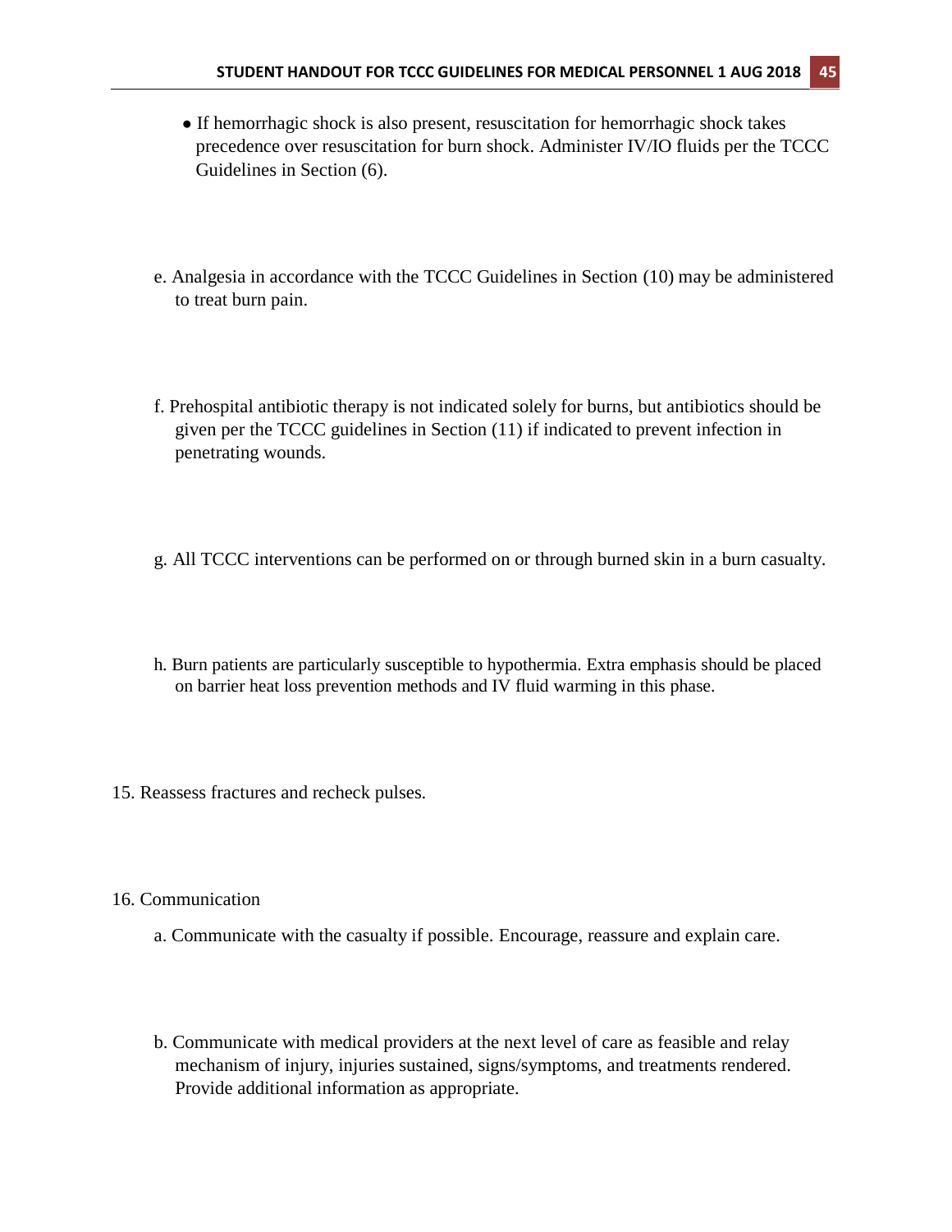- If hemorrhagic shock is also present, resuscitation for hemorrhagic shock takes precedence over resuscitation for burn shock. Administer IV/IO fluids per the TCCC Guidelines in Section (6).

e. Analgesia in accordance with the TCCC Guidelines in Section (10) may be administered to treat burn pain.

f. Prehospital antibiotic therapy is not indicated solely for burns, but antibiotics should be given per the TCCC guidelines in Section (11) if indicated to prevent infection in penetrating wounds.

g. All TCCC interventions can be performed on or through burned skin in a burn casualty.

h. Burn patients are particularly susceptible to hypothermia. Extra emphasis should be placed on barrier heat loss prevention methods and IV fluid warming in this phase.

15. Reassess fractures and recheck pulses.

16. Communication

a. Communicate with the casualty if possible. Encourage, reassure and explain care.

b. Communicate with medical providers at the next level of care as feasible and relay mechanism of injury, injuries sustained, signs/symptoms, and treatments rendered. Provide additional information as appropriate.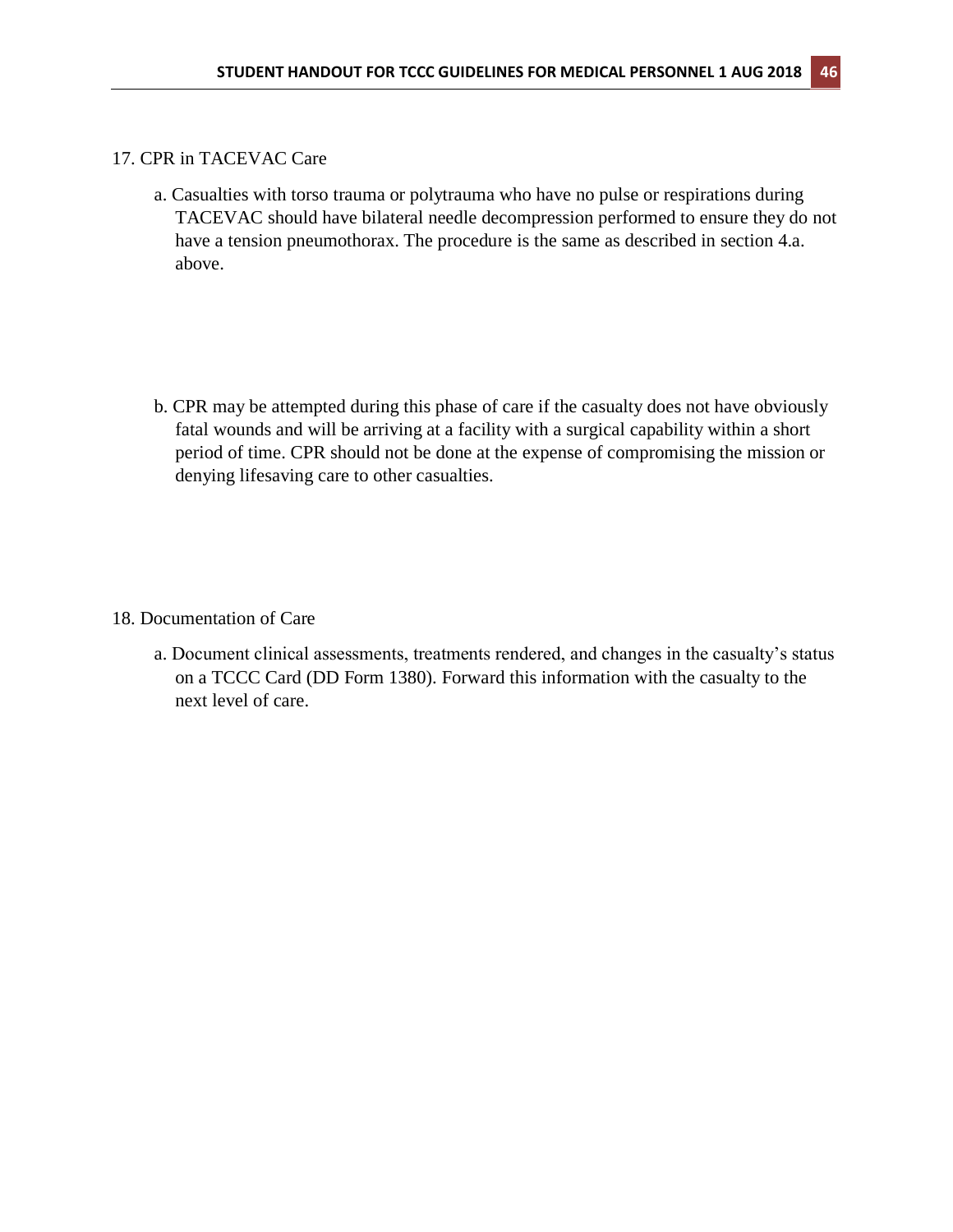17. CPR in TACEVAC Care

   a. Casualties with torso trauma or polytrauma who have no pulse or respirations during TACEVAC should have bilateral needle decompression performed to ensure they do not have a tension pneumothorax. The procedure is the same as described in section 4.a. above.

   b. CPR may be attempted during this phase of care if the casualty does not have obviously fatal wounds and will be arriving at a facility with a surgical capability within a short period of time. CPR should not be done at the expense of compromising the mission or denying lifesaving care to other casualties.

18. Documentation of Care

   a. Document clinical assessments, treatments rendered, and changes in the casualty's status on a TCCC Card (DD Form 1380). Forward this information with the casualty to the next level of care.